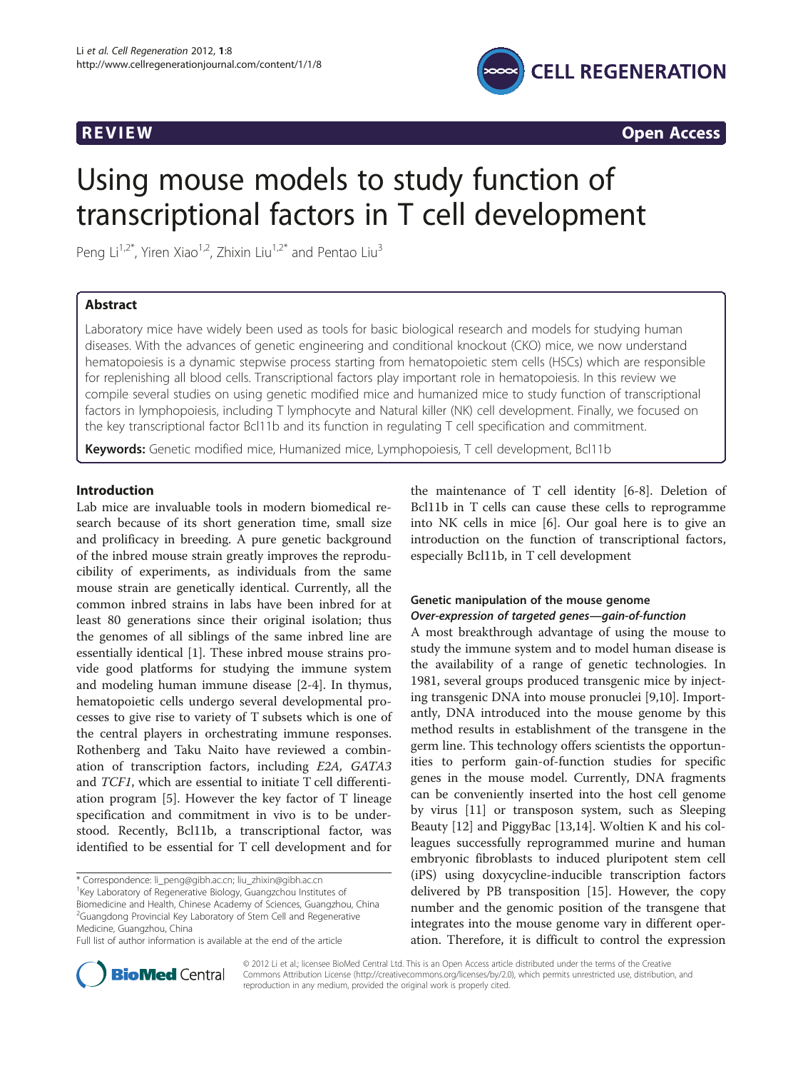REVIEW Open Access

# Using mouse models to study function of transcriptional factors in T cell development

Peng Li[1,2*], Yiren Xiao[1,2], Zhixin Liu[1,2*] and Pentao Liu[3]

## Abstract

Laboratory mice have widely been used as tools for basic biological research and models for studying human diseases. With the advances of genetic engineering and conditional knockout (CKO) mice, we now understand hematopoiesis is a dynamic stepwise process starting from hematopoietic stem cells (HSCs) which are responsible for replenishing all blood cells. Transcriptional factors play important role in hematopoiesis. In this review we compile several studies on using genetic modified mice and humanized mice to study function of transcriptional factors in lymphopoiesis, including T lymphocyte and Natural killer (NK) cell development. Finally, we focused on the key transcriptional factor Bcl11b and its function in regulating T cell specification and commitment.

**Keywords:** Genetic modified mice, Humanized mice, Lymphopoiesis, T cell development, Bcl11b

## Introduction

Lab mice are invaluable tools in modern biomedical research because of its short generation time, small size and prolificacy in breeding. A pure genetic background of the inbred mouse strain greatly improves the reproducibility of experiments, as individuals from the same mouse strain are genetically identical. Currently, all the common inbred strains in labs have been inbred for at least 80 generations since their original isolation; thus the genomes of all siblings of the same inbred line are essentially identical [1]. These inbred mouse strains provide good platforms for studying the immune system and modeling human immune disease [2-4]. In thymus, hematopoietic cells undergo several developmental processes to give rise to variety of T subsets which is one of the central players in orchestrating immune responses. Rothenberg and Taku Naito have reviewed a combination of transcription factors, including *E2A*, *GATA3* and *TCF1*, which are essential to initiate T cell differentiation program [5]. However the key factor of T lineage specification and commitment in vivo is to be understood. Recently, Bcl11b, a transcriptional factor, was identified to be essential for T cell development and for the maintenance of T cell identity [6-8]. Deletion of Bcl11b in T cells can cause these cells to reprogramme into NK cells in mice [6]. Our goal here is to give an introduction on the function of transcriptional factors, especially Bcl11b, in T cell development

## Genetic manipulation of the mouse genome

### *Over-expression of targeted genes—gain-of-function*

A most breakthrough advantage of using the mouse to study the immune system and to model human disease is the availability of a range of genetic technologies. In 1981, several groups produced transgenic mice by injecting transgenic DNA into mouse pronuclei [9,10]. Importantly, DNA introduced into the mouse genome by this method results in establishment of the transgene in the germ line. This technology offers scientists the opportunities to perform gain-of-function studies for specific genes in the mouse model. Currently, DNA fragments can be conveniently inserted into the host cell genome by virus [11] or transposon system, such as Sleeping Beauty [12] and PiggyBac [13,14]. Woltien K and his colleagues successfully reprogrammed murine and human embryonic fibroblasts to induced pluripotent stem cell (iPS) using doxycycline-inducible transcription factors delivered by PB transposition [15]. However, the copy number and the genomic position of the transgene that integrates into the mouse genome vary in different operation. Therefore, it is difficult to control the expression

* Correspondence: li_peng@gibh.ac.cn; liu_zhixin@gibh.ac.cn
[1]Key Laboratory of Regenerative Biology, Guangzhou Institutes of Biomedicine and Health, Chinese Academy of Sciences, Guangzhou, China
[2]Guangdong Provincial Key Laboratory of Stem Cell and Regenerative Medicine, Guangzhou, China
Full list of author information is available at the end of the article

© 2012 Li et al.; licensee BioMed Central Ltd. This is an Open Access article distributed under the terms of the Creative Commons Attribution License (http://creativecommons.org/licenses/by/2.0), which permits unrestricted use, distribution, and reproduction in any medium, provided the original work is properly cited.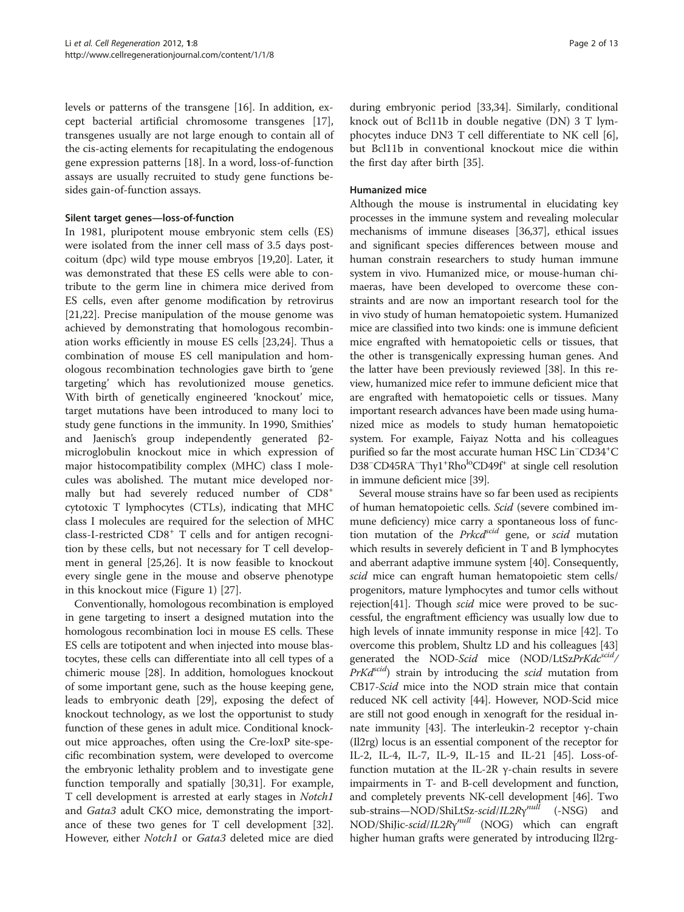levels or patterns of the transgene [16]. In addition, except bacterial artificial chromosome transgenes [17], transgenes usually are not large enough to contain all of the cis-acting elements for recapitulating the endogenous gene expression patterns [18]. In a word, loss-of-function assays are usually recruited to study gene functions besides gain-of-function assays.

### Silent target genes—loss-of-function

In 1981, pluripotent mouse embryonic stem cells (ES) were isolated from the inner cell mass of 3.5 days postcoitum (dpc) wild type mouse embryos [19,20]. Later, it was demonstrated that these ES cells were able to contribute to the germ line in chimera mice derived from ES cells, even after genome modification by retrovirus [21,22]. Precise manipulation of the mouse genome was achieved by demonstrating that homologous recombination works efficiently in mouse ES cells [23,24]. Thus a combination of mouse ES cell manipulation and homologous recombination technologies gave birth to 'gene targeting' which has revolutionized mouse genetics. With birth of genetically engineered 'knockout' mice, target mutations have been introduced to many loci to study gene functions in the immunity. In 1990, Smithies' and Jaenisch's group independently generated β2-microglobulin knockout mice in which expression of major histocompatibility complex (MHC) class I molecules was abolished. The mutant mice developed normally but had severely reduced number of $CD8^+$ cytotoxic T lymphocytes (CTLs), indicating that MHC class I molecules are required for the selection of MHC class-I-restricted $CD8^+$ T cells and for antigen recognition by these cells, but not necessary for T cell development in general [25,26]. It is now feasible to knockout every single gene in the mouse and observe phenotype in this knockout mice (Figure 1) [27].

Conventionally, homologous recombination is employed in gene targeting to insert a designed mutation into the homologous recombination loci in mouse ES cells. These ES cells are totipotent and when injected into mouse blastocytes, these cells can differentiate into all cell types of a chimeric mouse [28]. In addition, homologues knockout of some important gene, such as the house keeping gene, leads to embryonic death [29], exposing the defect of knockout technology, as we lost the opportunist to study function of these genes in adult mice. Conditional knockout mice approaches, often using the Cre-loxP site-specific recombination system, were developed to overcome the embryonic lethality problem and to investigate gene function temporally and spatially [30,31]. For example, T cell development is arrested at early stages in *Notch1* and *Gata3* adult CKO mice, demonstrating the importance of these two genes for T cell development [32]. However, either *Notch1* or *Gata3* deleted mice are died during embryonic period [33,34]. Similarly, conditional knock out of Bcl11b in double negative (DN) 3 T lymphocytes induce DN3 T cell differentiate to NK cell [6], but Bcl11b in conventional knockout mice die within the first day after birth [35].

### Humanized mice

Although the mouse is instrumental in elucidating key processes in the immune system and revealing molecular mechanisms of immune diseases [36,37], ethical issues and significant species differences between mouse and human constrain researchers to study human immune system in vivo. Humanized mice, or mouse-human chimaeras, have been developed to overcome these constraints and are now an important research tool for the in vivo study of human hematopoietic system. Humanized mice are classified into two kinds: one is immune deficient mice engrafted with hematopoietic cells or tissues, that the other is transgenically expressing human genes. And the latter have been previously reviewed [38]. In this review, humanized mice refer to immune deficient mice that are engrafted with hematopoietic cells or tissues. Many important research advances have been made using humanized mice as models to study human hematopoietic system. For example, Faiyaz Notta and his colleagues purified so far the most accurate human HSC $Lin^-CD34^+CD38^-CD45RA^-Thy1^+Rho^{lo}CD49f^+$ at single cell resolution in immune deficient mice [39].

Several mouse strains have so far been used as recipients of human hematopoietic cells. *Scid* (severe combined immune deficiency) mice carry a spontaneous loss of function mutation of the $Prkcd^{scid}$ gene, or *scid* mutation which results in severely deficient in T and B lymphocytes and aberrant adaptive immune system [40]. Consequently, *scid* mice can engraft human hematopoietic stem cells/progenitors, mature lymphocytes and tumor cells without rejection[41]. Though *scid* mice were proved to be successful, the engraftment efficiency was usually low due to high levels of innate immunity response in mice [42]. To overcome this problem, Shultz LD and his colleagues [43] generated the NOD-*Scid* mice (NOD/LtSz$PrKdc^{scid}$/$PrKd^{scid}$) strain by introducing the *scid* mutation from CB17-*Scid* mice into the NOD strain mice that contain reduced NK cell activity [44]. However, NOD-Scid mice are still not good enough in xenograft for the residual innate immunity [43]. The interleukin-2 receptor γ-chain (Il2rg) locus is an essential component of the receptor for IL-2, IL-4, IL-7, IL-9, IL-15 and IL-21 [45]. Loss-of-function mutation at the IL-2R γ-chain results in severe impairments in T- and B-cell development and function, and completely prevents NK-cell development [46]. Two sub-strains—NOD/ShiLtSz-*scid*/$IL2R\gamma^{null}$ (-NSG) and NOD/ShiJic-*scid*/$IL2R\gamma^{null}$ (NOG) which can engraft higher human grafts were generated by introducing Il2rg-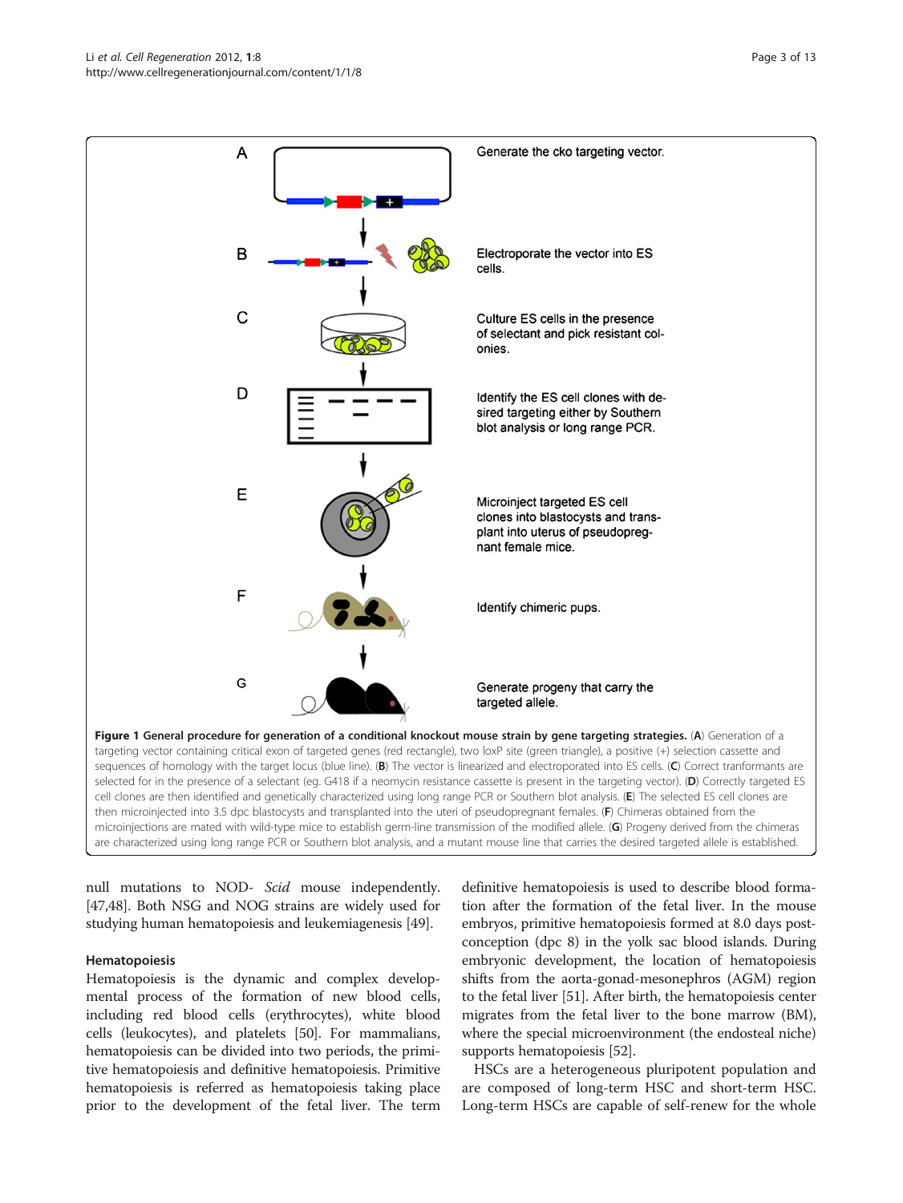A Generate the cko targeting vector.

B Electroporate the vector into ES cells.

C Culture ES cells in the presence of selectant and pick resistant colonies.

D Identify the ES cell clones with desired targeting either by Southern blot analysis or long range PCR.

E Microinject targeted ES cell clones into blastocysts and transplant into uterus of pseudopregnant female mice.

F Identify chimeric pups.

G Generate progeny that carry the targeted allele.

**Figure 1 General procedure for generation of a conditional knockout mouse strain by gene targeting strategies.** (**A**) Generation of a targeting vector containing critical exon of targeted genes (red rectangle), two loxP site (green triangle), a positive (+) selection cassette and sequences of homology with the target locus (blue line). (**B**) The vector is linearized and electroporated into ES cells. (**C**) Correct tranformants are selected for in the presence of a selectant (eg. G418 if a neomycin resistance cassette is present in the targeting vector). (**D**) Correctly targeted ES cell clones are then identified and genetically characterized using long range PCR or Southern blot analysis. (**E**) The selected ES cell clones are then microinjected into 3.5 dpc blastocysts and transplanted into the uteri of pseudopregnant females. (**F**) Chimeras obtained from the microinjections are mated with wild-type mice to establish germ-line transmission of the modified allele. (**G**) Progeny derived from the chimeras are characterized using long range PCR or Southern blot analysis, and a mutant mouse line that carries the desired targeted allele is established.

null mutations to NOD- *Scid* mouse independently. [47,48]. Both NSG and NOG strains are widely used for studying human hematopoiesis and leukemiagenesis [49].

### Hematopoiesis

Hematopoiesis is the dynamic and complex developmental process of the formation of new blood cells, including red blood cells (erythrocytes), white blood cells (leukocytes), and platelets [50]. For mammalians, hematopoiesis can be divided into two periods, the primitive hematopoiesis and definitive hematopoiesis. Primitive hematopoiesis is referred as hematopoiesis taking place prior to the development of the fetal liver. The term definitive hematopoiesis is used to describe blood formation after the formation of the fetal liver. In the mouse embryos, primitive hematopoiesis formed at 8.0 days post-conception (dpc 8) in the yolk sac blood islands. During embryonic development, the location of hematopoiesis shifts from the aorta-gonad-mesonephros (AGM) region to the fetal liver [51]. After birth, the hematopoiesis center migrates from the fetal liver to the bone marrow (BM), where the special microenvironment (the endosteal niche) supports hematopoiesis [52].

HSCs are a heterogeneous pluripotent population and are composed of long-term HSC and short-term HSC. Long-term HSCs are capable of self-renew for the whole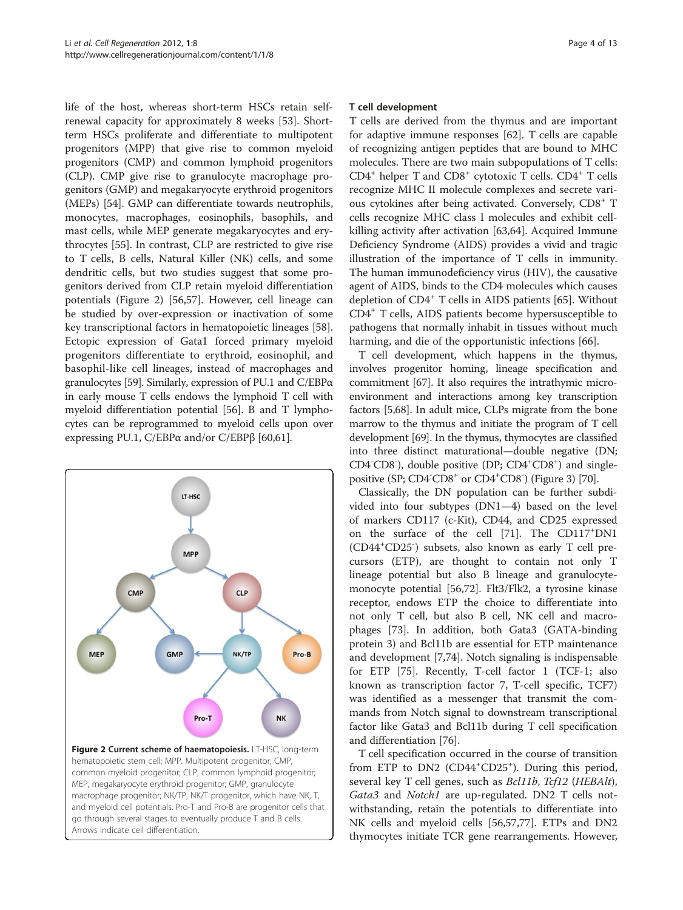life of the host, whereas short-term HSCs retain self-renewal capacity for approximately 8 weeks [53]. Short-term HSCs proliferate and differentiate to multipotent progenitors (MPP) that give rise to common myeloid progenitors (CMP) and common lymphoid progenitors (CLP). CMP give rise to granulocyte macrophage progenitors (GMP) and megakaryocyte erythroid progenitors (MEPs) [54]. GMP can differentiate towards neutrophils, monocytes, macrophages, eosinophils, basophils, and mast cells, while MEP generate megakaryocytes and erythrocytes [55]. In contrast, CLP are restricted to give rise to T cells, B cells, Natural Killer (NK) cells, and some dendritic cells, but two studies suggest that some progenitors derived from CLP retain myeloid differentiation potentials (Figure 2) [56,57]. However, cell lineage can be studied by over-expression or inactivation of some key transcriptional factors in hematopoietic lineages [58]. Ectopic expression of Gata1 forced primary myeloid progenitors differentiate to erythroid, eosinophil, and basophil-like cell lineages, instead of macrophages and granulocytes [59]. Similarly, expression of PU.1 and C/EBPα in early mouse T cells endows the lymphoid T cell with myeloid differentiation potential [56]. B and T lymphocytes can be reprogrammed to myeloid cells upon over expressing PU.1, C/EBPα and/or C/EBPβ [60,61].

**Figure 2 Current scheme of haematopoiesis.** LT-HSC, long-term hematopoietic stem cell; MPP. Multipotent progenitor; CMP, common myeloid progenitor; CLP, common lymphoid progenitor; MEP, megakaryocyte erythroid progenitor; GMP, granulocyte macrophage progenitor; NK/TP, NK/T progenitor, which have NK, T, and myeloid cell potentials. Pro-T and Pro-B are progenitor cells that go through several stages to eventually produce T and B cells. Arrows indicate cell differentiation.

## T cell development

T cells are derived from the thymus and are important for adaptive immune responses [62]. T cells are capable of recognizing antigen peptides that are bound to MHC molecules. There are two main subpopulations of T cells: $CD4^+$ helper T and $CD8^+$ cytotoxic T cells. $CD4^+$ T cells recognize MHC II molecule complexes and secrete various cytokines after being activated. Conversely, $CD8^+$ T cells recognize MHC class I molecules and exhibit cell-killing activity after activation [63,64]. Acquired Immune Deficiency Syndrome (AIDS) provides a vivid and tragic illustration of the importance of T cells in immunity. The human immunodeficiency virus (HIV), the causative agent of AIDS, binds to the CD4 molecules which causes depletion of $CD4^+$ T cells in AIDS patients [65]. Without $CD4^+$ T cells, AIDS patients become hypersusceptible to pathogens that normally inhabit in tissues without much harming, and die of the opportunistic infections [66].

T cell development, which happens in the thymus, involves progenitor homing, lineage specification and commitment [67]. It also requires the intrathymic microenvironment and interactions among key transcription factors [5,68]. In adult mice, CLPs migrate from the bone marrow to the thymus and initiate the program of T cell development [69]. In the thymus, thymocytes are classified into three distinct maturational—double negative (DN; $CD4^-CD8^-$), double positive (DP; $CD4^+CD8^+$) and single-positive (SP; $CD4^-CD8^+$ or $CD4^+CD8^-$) (Figure 3) [70].

Classically, the DN population can be further subdivided into four subtypes (DN1—4) based on the level of markers CD117 (c-Kit), CD44, and CD25 expressed on the surface of the cell [71]. The $CD117^+$DN1 ($CD44^+CD25^-$) subsets, also known as early T cell precursors (ETP), are thought to contain not only T lineage potential but also B lineage and granulocyte-monocyte potential [56,72]. Flt3/Flk2, a tyrosine kinase receptor, endows ETP the choice to differentiate into not only T cell, but also B cell, NK cell and macrophages [73]. In addition, both Gata3 (GATA-binding protein 3) and Bcl11b are essential for ETP maintenance and development [7,74]. Notch signaling is indispensable for ETP [75]. Recently, T-cell factor 1 (TCF-1; also known as transcription factor 7, T-cell specific, TCF7) was identified as a messenger that transmit the commands from Notch signal to downstream transcriptional factor like Gata3 and Bcl11b during T cell specification and differentiation [76].

T cell specification occurred in the course of transition from ETP to DN2 ($CD44^+CD25^+$). During this period, several key T cell genes, such as *Bcl11b*, *Tcf12* (*HEBAlt*), *Gata3* and *Notch1* are up-regulated. DN2 T cells notwithstanding, retain the potentials to differentiate into NK cells and myeloid cells [56,57,77]. ETPs and DN2 thymocytes initiate TCR gene rearrangements. However,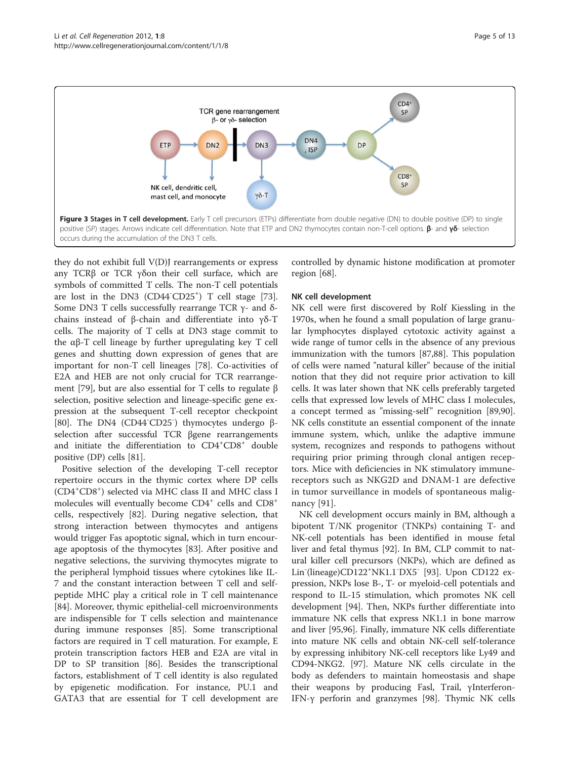**Figure 3 Stages in T cell development.** Early T cell precursors (ETPs) differentiate from double negative (DN) to double positive (DP) to single positive (SP) stages. Arrows indicate cell differentiation. Note that ETP and DN2 thymocytes contain non-T-cell options. **β**- and **γδ**- selection occurs during the accumulation of the DN3 T cells.

they do not exhibit full V(D)J rearrangements or express any TCRβ or TCR γδon their cell surface, which are symbols of committed T cells. The non-T cell potentials are lost in the DN3 ($CD44^{-}CD25^{+}$) T cell stage [73]. Some DN3 T cells successfully rearrange TCR γ- and δ-chains instead of β-chain and differentiate into γδ-T cells. The majority of T cells at DN3 stage commit to the αβ-T cell lineage by further upregulating key T cell genes and shutting down expression of genes that are important for non-T cell lineages [78]. Co-activities of E2A and HEB are not only crucial for TCR rearrangement [79], but are also essential for T cells to regulate β selection, positive selection and lineage-specific gene expression at the subsequent T-cell receptor checkpoint [80]. The DN4 ($CD44^{-}CD25^{-}$) thymocytes undergo β-selection after successful TCR βgene rearrangements and initiate the differentiation to $CD4^{+}CD8^{+}$ double positive (DP) cells [81].

Positive selection of the developing T-cell receptor repertoire occurs in the thymic cortex where DP cells ($CD4^{+}CD8^{+}$) selected via MHC class II and MHC class I molecules will eventually become $CD4^{+}$ cells and $CD8^{+}$ cells, respectively [82]. During negative selection, that strong interaction between thymocytes and antigens would trigger Fas apoptotic signal, which in turn encourage apoptosis of the thymocytes [83]. After positive and negative selections, the surviving thymocytes migrate to the peripheral lymphoid tissues where cytokines like IL-7 and the constant interaction between T cell and self-peptide MHC play a critical role in T cell maintenance [84]. Moreover, thymic epithelial-cell microenvironments are indispensible for T cells selection and maintenance during immune responses [85]. Some transcriptional factors are required in T cell maturation. For example, E protein transcription factors HEB and E2A are vital in DP to SP transition [86]. Besides the transcriptional factors, establishment of T cell identity is also regulated by epigenetic modification. For instance, PU.1 and GATA3 that are essential for T cell development are controlled by dynamic histone modification at promoter region [68].

### NK cell development

NK cell were first discovered by Rolf Kiessling in the 1970s, when he found a small population of large granular lymphocytes displayed cytotoxic activity against a wide range of tumor cells in the absence of any previous immunization with the tumors [87,88]. This population of cells were named "natural killer" because of the initial notion that they did not require prior activation to kill cells. It was later shown that NK cells preferably targeted cells that expressed low levels of MHC class I molecules, a concept termed as "missing-self" recognition [89,90]. NK cells constitute an essential component of the innate immune system, which, unlike the adaptive immune system, recognizes and responds to pathogens without requiring prior priming through clonal antigen receptors. Mice with deficiencies in NK stimulatory immunereceptors such as NKG2D and DNAM-1 are defective in tumor surveillance in models of spontaneous malignancy [91].

NK cell development occurs mainly in BM, although a bipotent T/NK progenitor (TNKPs) containing T- and NK-cell potentials has been identified in mouse fetal liver and fetal thymus [92]. In BM, CLP commit to natural killer cell precursors (NKPs), which are defined as $Lin^{-}$(lineage)$CD122^{+}NK1.1^{-}DX5^{-}$ [93]. Upon CD122 expression, NKPs lose B-, T- or myeloid-cell potentials and respond to IL-15 stimulation, which promotes NK cell development [94]. Then, NKPs further differentiate into immature NK cells that express NK1.1 in bone marrow and liver [95,96]. Finally, immature NK cells differentiate into mature NK cells and obtain NK-cell self-tolerance by expressing inhibitory NK-cell receptors like Ly49 and CD94-NKG2. [97]. Mature NK cells circulate in the body as defenders to maintain homeostasis and shape their weapons by producing Fasl, Trail, γInterferon-IFN-γ perforin and granzymes [98]. Thymic NK cells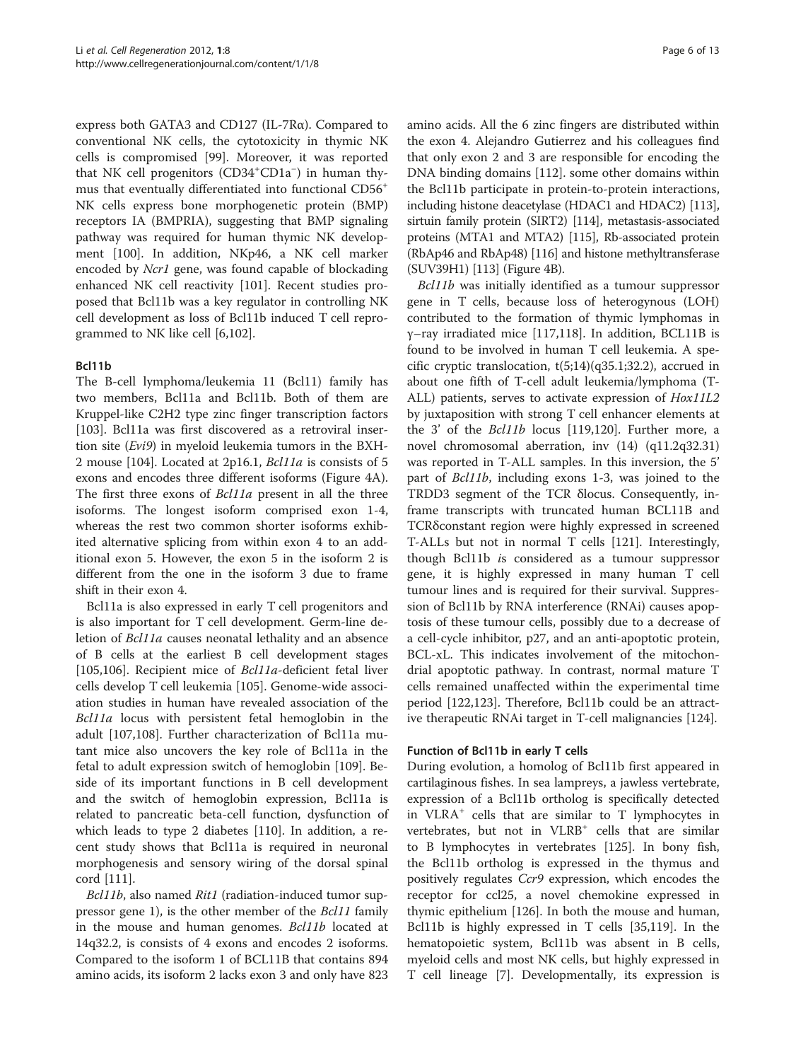express both GATA3 and CD127 (IL-7Rα). Compared to conventional NK cells, the cytotoxicity in thymic NK cells is compromised [99]. Moreover, it was reported that NK cell progenitors (CD34⁺CD1a⁻) in human thymus that eventually differentiated into functional CD56⁺ NK cells express bone morphogenetic protein (BMP) receptors IA (BMPRIA), suggesting that BMP signaling pathway was required for human thymic NK development [100]. In addition, NKp46, a NK cell marker encoded by *Ncr1* gene, was found capable of blockading enhanced NK cell reactivity [101]. Recent studies proposed that Bcl11b was a key regulator in controlling NK cell development as loss of Bcl11b induced T cell reprogrammed to NK like cell [6,102].

### Bcl11b

The B-cell lymphoma/leukemia 11 (Bcl11) family has two members, Bcl11a and Bcl11b. Both of them are Kruppel-like C2H2 type zinc finger transcription factors [103]. Bcl11a was first discovered as a retroviral insertion site (*Evi9*) in myeloid leukemia tumors in the BXH-2 mouse [104]. Located at 2p16.1, *Bcl11a* is consists of 5 exons and encodes three different isoforms (Figure 4A). The first three exons of *Bcl11a* present in all the three isoforms. The longest isoform comprised exon 1-4, whereas the rest two common shorter isoforms exhibited alternative splicing from within exon 4 to an additional exon 5. However, the exon 5 in the isoform 2 is different from the one in the isoform 3 due to frame shift in their exon 4.

Bcl11a is also expressed in early T cell progenitors and is also important for T cell development. Germ-line deletion of *Bcl11a* causes neonatal lethality and an absence of B cells at the earliest B cell development stages [105,106]. Recipient mice of *Bcl11a*-deficient fetal liver cells develop T cell leukemia [105]. Genome-wide association studies in human have revealed association of the *Bcl11a* locus with persistent fetal hemoglobin in the adult [107,108]. Further characterization of Bcl11a mutant mice also uncovers the key role of Bcl11a in the fetal to adult expression switch of hemoglobin [109]. Beside of its important functions in B cell development and the switch of hemoglobin expression, Bcl11a is related to pancreatic beta-cell function, dysfunction of which leads to type 2 diabetes [110]. In addition, a recent study shows that Bcl11a is required in neuronal morphogenesis and sensory wiring of the dorsal spinal cord [111].

*Bcl11b*, also named *Rit1* (radiation-induced tumor suppressor gene 1), is the other member of the *Bcl11* family in the mouse and human genomes. *Bcl11b* located at 14q32.2, is consists of 4 exons and encodes 2 isoforms. Compared to the isoform 1 of BCL11B that contains 894 amino acids, its isoform 2 lacks exon 3 and only have 823 amino acids. All the 6 zinc fingers are distributed within the exon 4. Alejandro Gutierrez and his colleagues find that only exon 2 and 3 are responsible for encoding the DNA binding domains [112]. some other domains within the Bcl11b participate in protein-to-protein interactions, including histone deacetylase (HDAC1 and HDAC2) [113], sirtuin family protein (SIRT2) [114], metastasis-associated proteins (MTA1 and MTA2) [115], Rb-associated protein (RbAp46 and RbAp48) [116] and histone methyltransferase (SUV39H1) [113] (Figure 4B).

*Bcl11b* was initially identified as a tumour suppressor gene in T cells, because loss of heterogynous (LOH) contributed to the formation of thymic lymphomas in γ–ray irradiated mice [117,118]. In addition, BCL11B is found to be involved in human T cell leukemia. A specific cryptic translocation, t(5;14)(q35.1;32.2), accrued in about one fifth of T-cell adult leukemia/lymphoma (T-ALL) patients, serves to activate expression of *Hox11L2* by juxtaposition with strong T cell enhancer elements at the 3' of the *Bcl11b* locus [119,120]. Further more, a novel chromosomal aberration, inv (14) (q11.2q32.31) was reported in T-ALL samples. In this inversion, the 5' part of *Bcl11b*, including exons 1-3, was joined to the TRDD3 segment of the TCR δlocus. Consequently, in-frame transcripts with truncated human BCL11B and TCRδconstant region were highly expressed in screened T-ALLs but not in normal T cells [121]. Interestingly, though Bcl11b *i*s considered as a tumour suppressor gene, it is highly expressed in many human T cell tumour lines and is required for their survival. Suppression of Bcl11b by RNA interference (RNAi) causes apoptosis of these tumour cells, possibly due to a decrease of a cell-cycle inhibitor, p27, and an anti-apoptotic protein, BCL-xL. This indicates involvement of the mitochondrial apoptotic pathway. In contrast, normal mature T cells remained unaffected within the experimental time period [122,123]. Therefore, Bcl11b could be an attractive therapeutic RNAi target in T-cell malignancies [124].

#### Function of Bcl11b in early T cells

During evolution, a homolog of Bcl11b first appeared in cartilaginous fishes. In sea lampreys, a jawless vertebrate, expression of a Bcl11b ortholog is specifically detected in VLRA⁺ cells that are similar to T lymphocytes in vertebrates, but not in VLRB⁺ cells that are similar to B lymphocytes in vertebrates [125]. In bony fish, the Bcl11b ortholog is expressed in the thymus and positively regulates *Ccr9* expression, which encodes the receptor for ccl25, a novel chemokine expressed in thymic epithelium [126]. In both the mouse and human, Bcl11b is highly expressed in T cells [35,119]. In the hematopoietic system, Bcl11b was absent in B cells, myeloid cells and most NK cells, but highly expressed in T cell lineage [7]. Developmentally, its expression is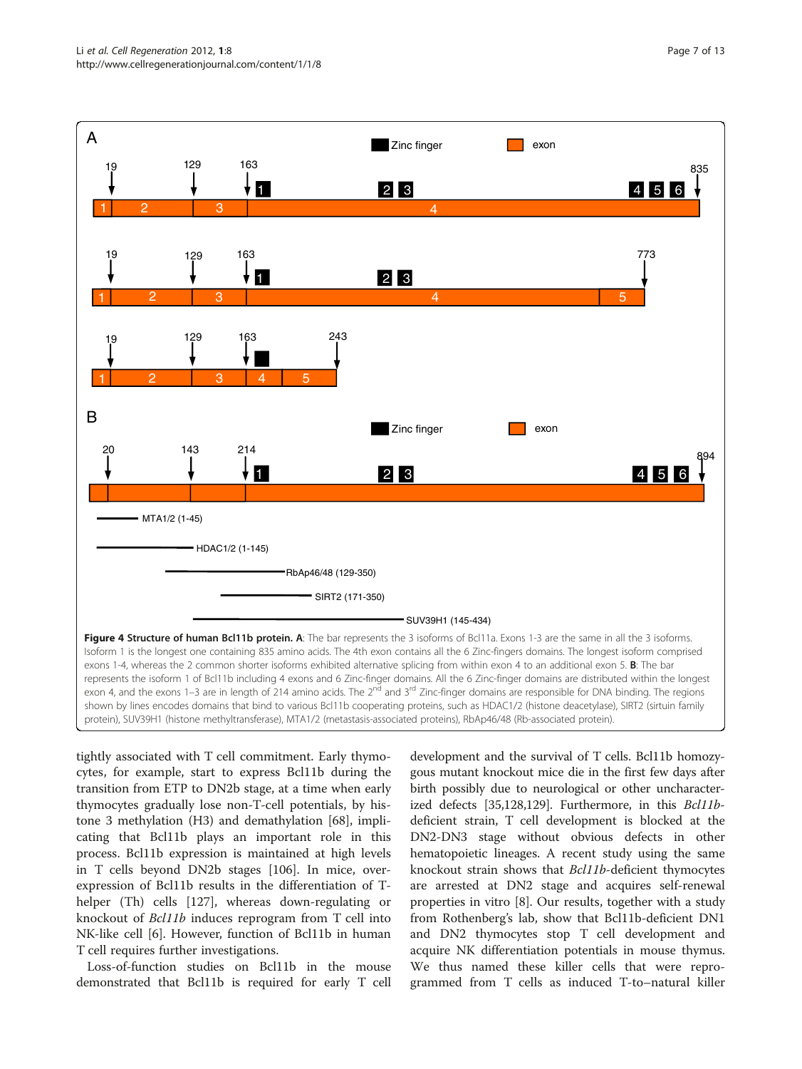**Figure 4 Structure of human Bcl11b protein. A**: The bar represents the 3 isoforms of Bcl11a. Exons 1-3 are the same in all the 3 isoforms. Isoform 1 is the longest one containing 835 amino acids. The 4th exon contains all the 6 Zinc-fingers domains. The longest isoform comprised exons 1-4, whereas the 2 common shorter isoforms exhibited alternative splicing from within exon 4 to an additional exon 5. **B**: The bar represents the isoform 1 of Bcl11b including 4 exons and 6 Zinc-finger domains. All the 6 Zinc-finger domains are distributed within the longest exon 4, and the exons 1–3 are in length of 214 amino acids. The 2nd and 3rd Zinc-finger domains are responsible for DNA binding. The regions shown by lines encodes domains that bind to various Bcl11b cooperating proteins, such as HDAC1/2 (histone deacetylase), SIRT2 (sirtuin family protein), SUV39H1 (histone methyltransferase), MTA1/2 (metastasis-associated proteins), RbAp46/48 (Rb-associated protein).

tightly associated with T cell commitment. Early thymocytes, for example, start to express Bcl11b during the transition from ETP to DN2b stage, at a time when early thymocytes gradually lose non-T-cell potentials, by histone 3 methylation (H3) and demethylation [68], implicating that Bcl11b plays an important role in this process. Bcl11b expression is maintained at high levels in T cells beyond DN2b stages [106]. In mice, overexpression of Bcl11b results in the differentiation of T-helper (Th) cells [127], whereas down-regulating or knockout of *Bcl11b* induces reprogram from T cell into NK-like cell [6]. However, function of Bcl11b in human T cell requires further investigations.

Loss-of-function studies on Bcl11b in the mouse demonstrated that Bcl11b is required for early T cell development and the survival of T cells. Bcl11b homozygous mutant knockout mice die in the first few days after birth possibly due to neurological or other uncharacterized defects [35,128,129]. Furthermore, in this *Bcl11b*-deficient strain, T cell development is blocked at the DN2-DN3 stage without obvious defects in other hematopoietic lineages. A recent study using the same knockout strain shows that *Bcl11b*-deficient thymocytes are arrested at DN2 stage and acquires self-renewal properties in vitro [8]. Our results, together with a study from Rothenberg's lab, show that Bcl11b-deficient DN1 and DN2 thymocytes stop T cell development and acquire NK differentiation potentials in mouse thymus. We thus named these killer cells that were reprogrammed from T cells as induced T-to–natural killer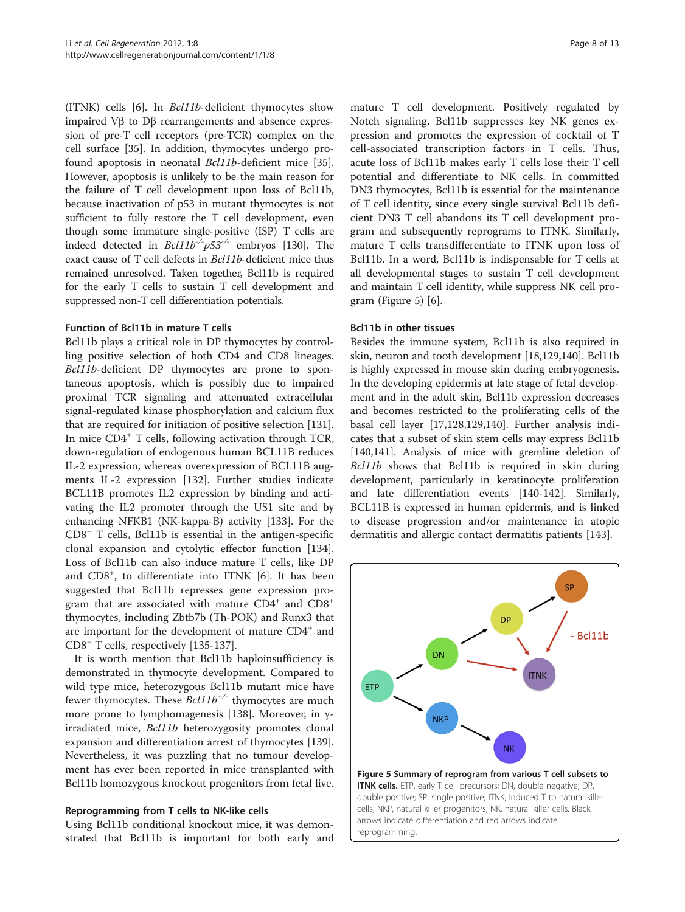(ITNK) cells [6]. In *Bcl11b*-deficient thymocytes show impaired Vβ to Dβ rearrangements and absence expression of pre-T cell receptors (pre-TCR) complex on the cell surface [35]. In addition, thymocytes undergo profound apoptosis in neonatal *Bcl11b*-deficient mice [35]. However, apoptosis is unlikely to be the main reason for the failure of T cell development upon loss of Bcl11b, because inactivation of p53 in mutant thymocytes is not sufficient to fully restore the T cell development, even though some immature single-positive (ISP) T cells are indeed detected in $Bcl11b^{-/-}p53^{-/-}$ embryos [130]. The exact cause of T cell defects in *Bcl11b*-deficient mice thus remained unresolved. Taken together, Bcl11b is required for the early T cells to sustain T cell development and suppressed non-T cell differentiation potentials.

### Function of Bcl11b in mature T cells

Bcl11b plays a critical role in DP thymocytes by controlling positive selection of both CD4 and CD8 lineages. *Bcl11b*-deficient DP thymocytes are prone to spontaneous apoptosis, which is possibly due to impaired proximal TCR signaling and attenuated extracellular signal-regulated kinase phosphorylation and calcium flux that are required for initiation of positive selection [131]. In mice $CD4^+$ T cells, following activation through TCR, down-regulation of endogenous human BCL11B reduces IL-2 expression, whereas overexpression of BCL11B augments IL-2 expression [132]. Further studies indicate BCL11B promotes IL2 expression by binding and activating the IL2 promoter through the US1 site and by enhancing NFKB1 (NK-kappa-B) activity [133]. For the $CD8^+$ T cells, Bcl11b is essential in the antigen-specific clonal expansion and cytolytic effector function [134]. Loss of Bcl11b can also induce mature T cells, like DP and $CD8^+$, to differentiate into ITNK [6]. It has been suggested that Bcl11b represses gene expression program that are associated with mature $CD4^+$ and $CD8^+$ thymocytes, including Zbtb7b (Th-POK) and Runx3 that are important for the development of mature $CD4^+$ and $CD8^+$ T cells, respectively [135-137].

It is worth mention that Bcl11b haploinsufficiency is demonstrated in thymocyte development. Compared to wild type mice, heterozygous Bcl11b mutant mice have fewer thymocytes. These $Bcl11b^{+/-}$ thymocytes are much more prone to lymphomagenesis [138]. Moreover, in γ-irradiated mice, *Bcl11b* heterozygosity promotes clonal expansion and differentiation arrest of thymocytes [139]. Nevertheless, it was puzzling that no tumour development has ever been reported in mice transplanted with Bcl11b homozygous knockout progenitors from fetal live.

### Reprogramming from T cells to NK-like cells

Using Bcl11b conditional knockout mice, it was demonstrated that Bcl11b is important for both early and mature T cell development. Positively regulated by Notch signaling, Bcl11b suppresses key NK genes expression and promotes the expression of cocktail of T cell-associated transcription factors in T cells. Thus, acute loss of Bcl11b makes early T cells lose their T cell potential and differentiate to NK cells. In committed DN3 thymocytes, Bcl11b is essential for the maintenance of T cell identity, since every single survival Bcl11b deficient DN3 T cell abandons its T cell development program and subsequently reprograms to ITNK. Similarly, mature T cells transdifferentiate to ITNK upon loss of Bcl11b. In a word, Bcl11b is indispensable for T cells at all developmental stages to sustain T cell development and maintain T cell identity, while suppress NK cell program (Figure 5) [6].

### Bcl11b in other tissues

Besides the immune system, Bcl11b is also required in skin, neuron and tooth development [18,129,140]. Bcl11b is highly expressed in mouse skin during embryogenesis. In the developing epidermis at late stage of fetal development and in the adult skin, Bcl11b expression decreases and becomes restricted to the proliferating cells of the basal cell layer [17,128,129,140]. Further analysis indicates that a subset of skin stem cells may express Bcl11b [140,141]. Analysis of mice with gremline deletion of *Bcl11b* shows that Bcl11b is required in skin during development, particularly in keratinocyte proliferation and late differentiation events [140-142]. Similarly, BCL11B is expressed in human epidermis, and is linked to disease progression and/or maintenance in atopic dermatitis and allergic contact dermatitis patients [143].

**Figure 5 Summary of reprogram from various T cell subsets to ITNK cells.** ETP, early T cell precursors; DN, double negative; DP, double positive; SP, single positive; ITNK, Induced T to natural killer cells; NKP, natural killer progenitors; NK, natural killer cells. Black arrows indicate differentiation and red arrows indicate reprogramming.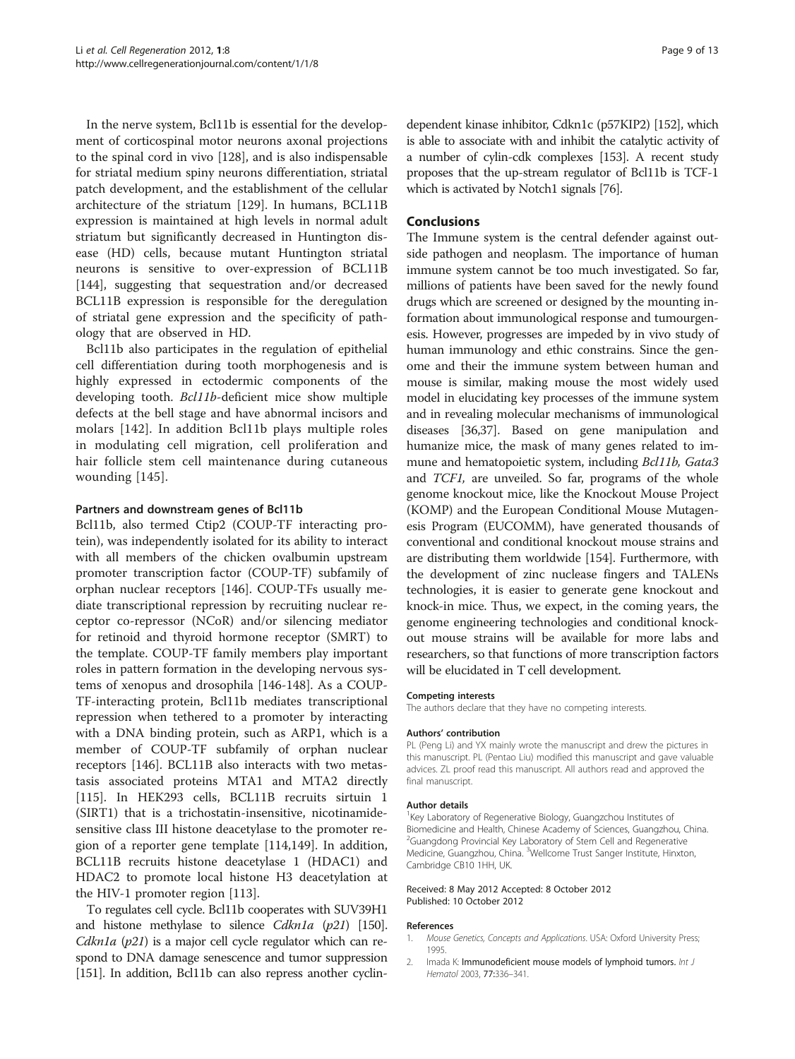In the nerve system, Bcl11b is essential for the development of corticospinal motor neurons axonal projections to the spinal cord in vivo [128], and is also indispensable for striatal medium spiny neurons differentiation, striatal patch development, and the establishment of the cellular architecture of the striatum [129]. In humans, BCL11B expression is maintained at high levels in normal adult striatum but significantly decreased in Huntington disease (HD) cells, because mutant Huntington striatal neurons is sensitive to over-expression of BCL11B [144], suggesting that sequestration and/or decreased BCL11B expression is responsible for the deregulation of striatal gene expression and the specificity of pathology that are observed in HD.

Bcl11b also participates in the regulation of epithelial cell differentiation during tooth morphogenesis and is highly expressed in ectodermic components of the developing tooth. *Bcl11b*-deficient mice show multiple defects at the bell stage and have abnormal incisors and molars [142]. In addition Bcl11b plays multiple roles in modulating cell migration, cell proliferation and hair follicle stem cell maintenance during cutaneous wounding [145].

### Partners and downstream genes of Bcl11b

Bcl11b, also termed Ctip2 (COUP-TF interacting protein), was independently isolated for its ability to interact with all members of the chicken ovalbumin upstream promoter transcription factor (COUP-TF) subfamily of orphan nuclear receptors [146]. COUP-TFs usually mediate transcriptional repression by recruiting nuclear receptor co-repressor (NCoR) and/or silencing mediator for retinoid and thyroid hormone receptor (SMRT) to the template. COUP-TF family members play important roles in pattern formation in the developing nervous systems of xenopus and drosophila [146-148]. As a COUP-TF-interacting protein, Bcl11b mediates transcriptional repression when tethered to a promoter by interacting with a DNA binding protein, such as ARP1, which is a member of COUP-TF subfamily of orphan nuclear receptors [146]. BCL11B also interacts with two metastasis associated proteins MTA1 and MTA2 directly [115]. In HEK293 cells, BCL11B recruits sirtuin 1 (SIRT1) that is a trichostatin-insensitive, nicotinamide-sensitive class III histone deacetylase to the promoter region of a reporter gene template [114,149]. In addition, BCL11B recruits histone deacetylase 1 (HDAC1) and HDAC2 to promote local histone H3 deacetylation at the HIV-1 promoter region [113].

To regulates cell cycle. Bcl11b cooperates with SUV39H1 and histone methylase to silence *Cdkn1a* (*p21*) [150]. *Cdkn1a* (*p21*) is a major cell cycle regulator which can respond to DNA damage senescence and tumor suppression [151]. In addition, Bcl11b can also repress another cyclin-dependent kinase inhibitor, Cdkn1c (p57KIP2) [152], which is able to associate with and inhibit the catalytic activity of a number of cylin-cdk complexes [153]. A recent study proposes that the up-stream regulator of Bcl11b is TCF-1 which is activated by Notch1 signals [76].

## Conclusions

The Immune system is the central defender against outside pathogen and neoplasm. The importance of human immune system cannot be too much investigated. So far, millions of patients have been saved for the newly found drugs which are screened or designed by the mounting information about immunological response and tumourgenesis. However, progresses are impeded by in vivo study of human immunology and ethic constrains. Since the genome and their the immune system between human and mouse is similar, making mouse the most widely used model in elucidating key processes of the immune system and in revealing molecular mechanisms of immunological diseases [36,37]. Based on gene manipulation and humanize mice, the mask of many genes related to immune and hematopoietic system, including *Bcl11b, Gata3* and *TCF1,* are unveiled. So far, programs of the whole genome knockout mice, like the Knockout Mouse Project (KOMP) and the European Conditional Mouse Mutagenesis Program (EUCOMM), have generated thousands of conventional and conditional knockout mouse strains and are distributing them worldwide [154]. Furthermore, with the development of zinc nuclease fingers and TALENs technologies, it is easier to generate gene knockout and knock-in mice. Thus, we expect, in the coming years, the genome engineering technologies and conditional knockout mouse strains will be available for more labs and researchers, so that functions of more transcription factors will be elucidated in T cell development.

#### Competing interests

The authors declare that they have no competing interests.

#### Authors' contribution

PL (Peng Li) and YX mainly wrote the manuscript and drew the pictures in this manuscript. PL (Pentao Liu) modified this manuscript and gave valuable advices. ZL proof read this manuscript. All authors read and approved the final manuscript.

#### Author details

[1]Key Laboratory of Regenerative Biology, Guangzchou Institutes of Biomedicine and Health, Chinese Academy of Sciences, Guangzhou, China. [2]Guangdong Provincial Key Laboratory of Stem Cell and Regenerative Medicine, Guangzhou, China. [3]Wellcome Trust Sanger Institute, Hinxton, Cambridge CB10 1HH, UK.

Received: 8 May 2012 Accepted: 8 October 2012
Published: 10 October 2012

#### References

1. *Mouse Genetics, Concepts and Applications*. USA: Oxford University Press; 1995.
2. Imada K: **Immunodeficient mouse models of lymphoid tumors.** *Int J Hematol* 2003, **77:**336–341.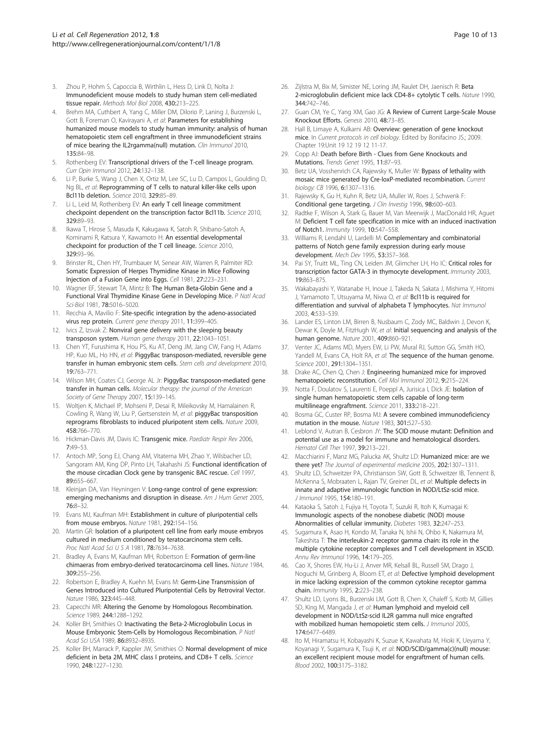3. Zhou P, Hohm S, Capoccia B, Wirthlin L, Hess D, Link D, Nolta J: **Immunodeficient mouse models to study human stem cell-mediated tissue repair.** *Methods Mol Biol* 2008, **430:**213–225.
4. Brehm MA, Cuthbert A, Yang C, Miller DM, DiIorio P, Laning J, Burzenski L, Gott B, Foreman O, Kavirayani A, *et al*: **Parameters for establishing humanized mouse models to study human immunity: analysis of human hematopoietic stem cell engraftment in three immunodeficient strains of mice bearing the IL2rgamma(null) mutation.** *Clin Immunol* 2010, **135:**84–98.
5. Rothenberg EV: **Transcriptional drivers of the T-cell lineage program.** *Curr Opin Immunol* 2012, **24:**132–138.
6. Li P, Burke S, Wang J, Chen X, Ortiz M, Lee SC, Lu D, Campos L, Goulding D, Ng BL, *et al*: **Reprogramming of T cells to natural killer-like cells upon Bcl11b deletion.** *Science* 2010, **329:**85–89.
7. Li L, Leid M, Rothenberg EV: **An early T cell lineage commitment checkpoint dependent on the transcription factor Bcl11b.** *Science* 2010, **329:**89–93.
8. Ikawa T, Hirose S, Masuda K, Kakugawa K, Satoh R, Shibano-Satoh A, Kominami R, Katsura Y, Kawamoto H: **An essential developmental checkpoint for production of the T cell lineage.** *Science* 2010, **329:**93–96.
9. Brinster RL, Chen HY, Trumbauer M, Senear AW, Warren R, Palmiter RD: **Somatic Expression of Herpes Thymidine Kinase in Mice Following Injection of a Fusion Gene into Eggs.** *Cell* 1981, **27:**223–231.
10. Wagner EF, Stewart TA, Mintz B: **The Human Beta-Globin Gene and a Functional Viral Thymidine Kinase Gene in Developing Mice.** *P Natl Acad Sci-Biol* 1981, **78:**5016–5020.
11. Recchia A, Mavilio F: **Site-specific integration by the adeno-associated virus rep protein.** *Current gene therapy* 2011, **11:**399–405.
12. Ivics Z, Izsvak Z: **Nonviral gene delivery with the sleeping beauty transposon system.** *Human gene therapy* 2011, **22:**1043–1051.
13. Chen YT, Furushima K, Hou PS, Ku AT, Deng JM, Jang CW, Fang H, Adams HP, Kuo ML, Ho HN, *et al*: **PiggyBac transposon-mediated, reversible gene transfer in human embryonic stem cells.** *Stem cells and development* 2010, **19:**763–771.
14. Wilson MH, Coates CJ, George AL Jr: **PiggyBac transposon-mediated gene transfer in human cells.** *Molecular therapy: the journal of the American Society of Gene Therapy* 2007, **15:**139–145.
15. Woltjen K, Michael IP, Mohseni P, Desai R, Mileikovsky M, Hamalainen R, Cowling R, Wang W, Liu P, Gertsenstein M, *et al*: **piggyBac transposition reprograms fibroblasts to induced pluripotent stem cells.** *Nature* 2009, **458:**766–770.
16. Hickman-Davis JM, Davis IC: **Transgenic mice.** *Paediatr Respir Rev* 2006, **7:**49–53.
17. Antoch MP, Song EJ, Chang AM, Vitaterna MH, Zhao Y, Wilsbacher LD, Sangoram AM, King DP, Pinto LH, Takahashi JS: **Functional identification of the mouse circadian Clock gene by transgenic BAC rescue.** *Cell* 1997, **89:**655–667.
18. Kleinjan DA, Van Heyningen V: **Long-range control of gene expression: emerging mechanisms and disruption in disease.** *Am J Hum Genet* 2005, **76:**8–32.
19. Evans MJ, Kaufman MH: **Establishment in culture of pluripotential cells from mouse embryos.** *Nature* 1981, **292:**154–156.
20. Martin GR: **Isolation of a pluripotent cell line from early mouse embryos cultured in medium conditioned by teratocarcinoma stem cells.** *Proc Natl Acad Sci U S A* 1981, **78:**7634–7638.
21. Bradley A, Evans M, Kaufman MH, Robertson E: **Formation of germ-line chimaeras from embryo-derived teratocarcinoma cell lines.** *Nature* 1984, **309:**255–256.
22. Robertson E, Bradley A, Kuehn M, Evans M: **Germ-Line Transmission of Genes Introduced into Cultured Pluripotential Cells by Retroviral Vector.** *Nature* 1986, **323:**445–448.
23. Capecchi MR: **Altering the Genome by Homologous Recombination.** *Science* 1989, **244:**1288–1292.
24. Koller BH, Smithies O: **Inactivating the Beta-2-Microglobulin Locus in Mouse Embryonic Stem-Cells by Homologous Recombination.** *P Natl Acad Sci USA* 1989, **86:**8932–8935.
25. Koller BH, Marrack P, Kappler JW, Smithies O: **Normal development of mice deficient in beta 2M, MHC class I proteins, and CD8+ T cells.** *Science* 1990, **248:**1227–1230.
26. Zijlstra M, Bix M, Simister NE, Loring JM, Raulet DH, Jaenisch R: **Beta 2-microglobulin deficient mice lack CD4-8+ cytolytic T cells.** *Nature* 1990, **344:**742–746.
27. Guan CM, Ye C, Yang XM, Gao JG: **A Review of Current Large-Scale Mouse Knockout Efforts.** *Genesis* 2010, **48:**73–85.
28. Hall B, Limaye A, Kulkarni AB: **Overview: generation of gene knockout mice.** In *Current protocols in cell biology*. Edited by Bonifacino JS.; 2009. Chapter 19:Unit 19 12 19 12 11-17.
29. Copp AJ: **Death before Birth - Clues from Gene Knockouts and Mutations.** *Trends Genet* 1995, **11:**87–93.
30. Betz UA, Vosshenrich CA, Rajewsky K, Muller W: **Bypass of lethality with mosaic mice generated by Cre-loxP-mediated recombination.** *Current biology: CB* 1996, **6:**1307–1316.
31. Rajewsky K, Gu H, Kuhn R, Betz UA, Muller W, Roes J, Schwenk F: **Conditional gene targeting.** *J Clin Investig* 1996, **98:**600–603.
32. Radtke F, Wilson A, Stark G, Bauer M, Van Meerwijk J, MacDonald HR, Aguet M: **Deficient T cell fate specification in mice with an induced inactivation of Notch1.** *Immunity* 1999, **10:**547–558.
33. Williams R, Lendahl U, Lardelli M: **Complementary and combinatorial patterns of Notch gene family expression during early mouse development.** *Mech Dev* 1995, **53:**357–368.
34. Pai SY, Truitt ML, Ting CN, Leiden JM, Glimcher LH, Ho IC: **Critical roles for transcription factor GATA-3 in thymocyte development.** *Immunity* 2003, **19:**863–875.
35. Wakabayashi Y, Watanabe H, Inoue J, Takeda N, Sakata J, Mishima Y, Hitomi J, Yamamoto T, Utsuyama M, Niwa O, *et al*: **Bcl11b is required for differentiation and survival of alphabeta T lymphocytes.** *Nat Immunol* 2003, **4:**533–539.
36. Lander ES, Linton LM, Birren B, Nusbaum C, Zody MC, Baldwin J, Devon K, Dewar K, Doyle M, FitzHugh W, *et al*: **Initial sequencing and analysis of the human genome.** *Nature* 2001, **409:**860–921.
37. Venter JC, Adams MD, Myers EW, Li PW, Mural RJ, Sutton GG, Smith HO, Yandell M, Evans CA, Holt RA, *et al*: **The sequence of the human genome.** *Science* 2001, **291:**1304–1351.
38. Drake AC, Chen Q, Chen J: **Engineering humanized mice for improved hematopoietic reconstitution.** *Cell Mol Immunol* 2012, **9:**215–224.
39. Notta F, Doulatov S, Laurenti E, Poeppl A, Jurisica I, Dick JE: **Isolation of single human hematopoietic stem cells capable of long-term multilineage engraftment.** *Science* 2011, **333:**218–221.
40. Bosma GC, Custer RP, Bosma MJ: **A severe combined immunodeficiency mutation in the mouse.** *Nature* 1983, **301:**527–530.
41. Leblond V, Autran B, Cesbron JY: **The SCID mouse mutant: Definition and potential use as a model for immune and hematological disorders.** *Hematol Cell Ther* 1997, **39:**213–221.
42. Macchiarini F, Manz MG, Palucka AK, Shultz LD: **Humanized mice: are we there yet?** *The Journal of experimental medicine* 2005, **202:**1307–1311.
43. Shultz LD, Schweitzer PA, Christianson SW, Gott B, Schweitzer IB, Tennent B, McKenna S, Mobraaten L, Rajan TV, Greiner DL, *et al*: **Multiple defects in innate and adaptive immunologic function in NOD/LtSz-scid mice.** *J Immunol* 1995, **154:**180–191.
44. Kataoka S, Satoh J, Fujiya H, Toyota T, Suzuki R, Itoh K, Kumagai K: **Immunologic aspects of the nonobese diabetic (NOD) mouse Abnormalities of cellular immunity.** *Diabetes* 1983, **32:**247–253.
45. Sugamura K, Asao H, Kondo M, Tanaka N, Ishii N, Ohbo K, Nakamura M, Takeshita T: **The interleukin-2 receptor gamma chain: its role in the multiple cytokine receptor complexes and T cell development in XSCID.** *Annu Rev Immunol* 1996, **14:**179–205.
46. Cao X, Shores EW, Hu-Li J, Anver MR, Kelsall BL, Russell SM, Drago J, Noguchi M, Grinberg A, Bloom ET, *et al*: **Defective lymphoid development in mice lacking expression of the common cytokine receptor gamma chain.** *Immunity* 1995, **2:**223–238.
47. Shultz LD, Lyons BL, Burzenski LM, Gott B, Chen X, Chaleff S, Kotb M, Gillies SD, King M, Mangada J, *et al*: **Human lymphoid and myeloid cell development in NOD/LtSz-scid IL2R gamma null mice engrafted with mobilized human hemopoietic stem cells.** *J Immunol* 2005, **174:**6477–6489.
48. Ito M, Hiramatsu H, Kobayashi K, Suzue K, Kawahata M, Hioki K, Ueyama Y, Koyanagi Y, Sugamura K, Tsuji K, *et al*: **NOD/SCID/gamma(c)(null) mouse: an excellent recipient mouse model for engraftment of human cells.** *Blood* 2002, **100:**3175–3182.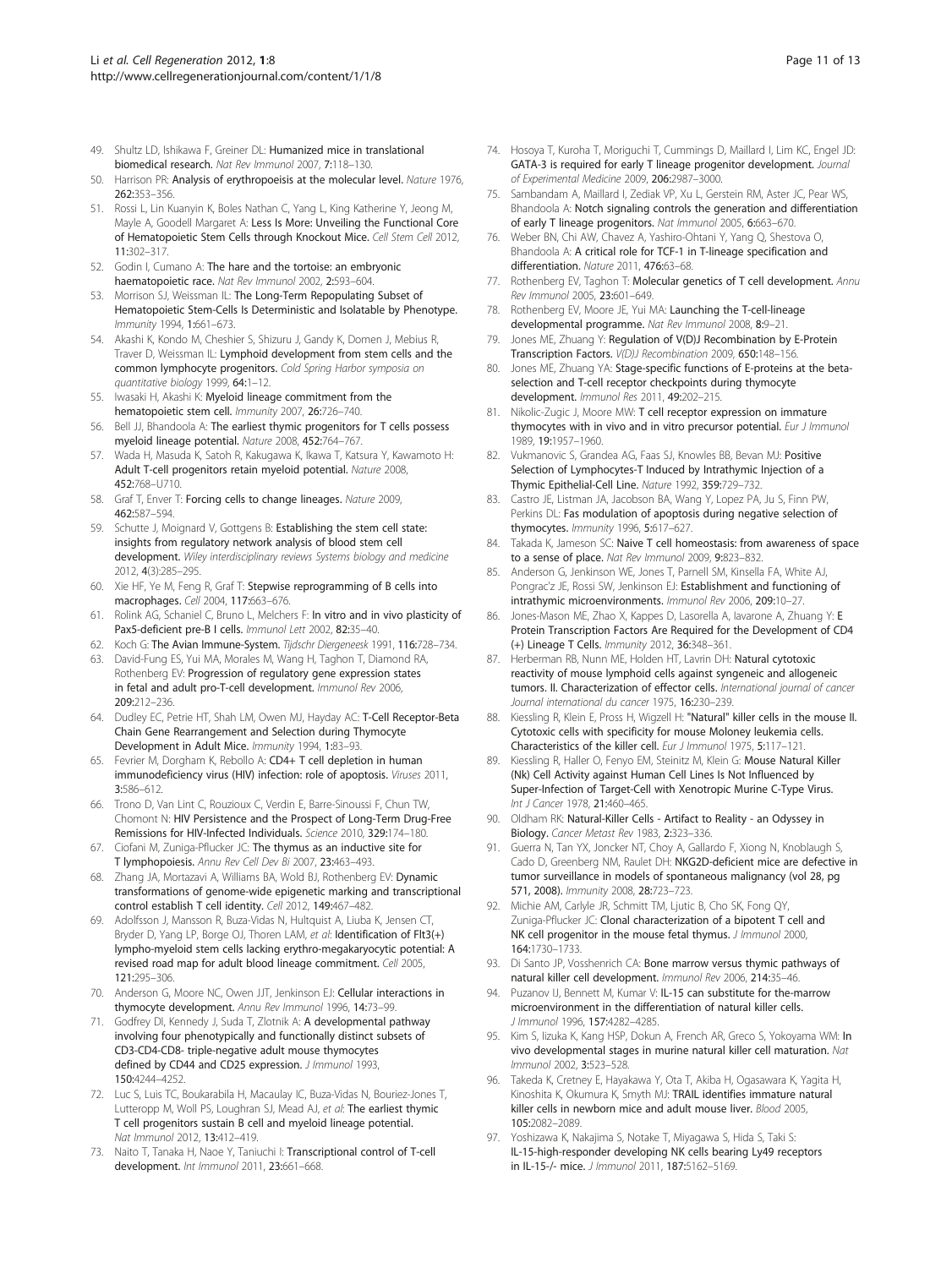49. Shultz LD, Ishikawa F, Greiner DL: **Humanized mice in translational biomedical research.** *Nat Rev Immunol* 2007, **7:**118–130.
50. Harrison PR: **Analysis of erythropoiesis at the molecular level.** *Nature* 1976, **262:**353–356.
51. Rossi L, Lin Kuanyin K, Boles Nathan C, Yang L, King Katherine Y, Jeong M, Mayle A, Goodell Margaret A: **Less Is More: Unveiling the Functional Core of Hematopoietic Stem Cells through Knockout Mice.** *Cell Stem Cell* 2012, **11:**302–317.
52. Godin I, Cumano A: **The hare and the tortoise: an embryonic haematopoietic race.** *Nat Rev Immunol* 2002, **2:**593–604.
53. Morrison SJ, Weissman IL: **The Long-Term Repopulating Subset of Hematopoietic Stem-Cells Is Deterministic and Isolatable by Phenotype.** *Immunity* 1994, **1:**661–673.
54. Akashi K, Kondo M, Cheshier S, Shizuru J, Gandy K, Domen J, Mebius R, Traver D, Weissman IL: **Lymphoid development from stem cells and the common lymphocyte progenitors.** *Cold Spring Harbor symposia on quantitative biology* 1999, **64:**1–12.
55. Iwasaki H, Akashi K: **Myeloid lineage commitment from the hematopoietic stem cell.** *Immunity* 2007, **26:**726–740.
56. Bell JJ, Bhandoola A: **The earliest thymic progenitors for T cells possess myeloid lineage potential.** *Nature* 2008, **452:**764–767.
57. Wada H, Masuda K, Satoh R, Kakugawa K, Ikawa T, Katsura Y, Kawamoto H: **Adult T-cell progenitors retain myeloid potential.** *Nature* 2008, **452:**768–U710.
58. Graf T, Enver T: **Forcing cells to change lineages.** *Nature* 2009, **462:**587–594.
59. Schutte J, Moignard V, Gottgens B: **Establishing the stem cell state: insights from regulatory network analysis of blood stem cell development.** *Wiley interdisciplinary reviews Systems biology and medicine* 2012, **4**(3):285–295.
60. Xie HF, Ye M, Feng R, Graf T: **Stepwise reprogramming of B cells into macrophages.** *Cell* 2004, **117:**663–676.
61. Rolink AG, Schaniel C, Bruno L, Melchers F: **In vitro and in vivo plasticity of Pax5-deficient pre-B I cells.** *Immunol Lett* 2002, **82:**35–40.
62. Koch G: **The Avian Immune-System.** *Tijdschr Diergeneesk* 1991, **116:**728–734.
63. David-Fung ES, Yui MA, Morales M, Wang H, Taghon T, Diamond RA, Rothenberg EV: **Progression of regulatory gene expression states in fetal and adult pro-T-cell development.** *Immunol Rev* 2006, **209:**212–236.
64. Dudley EC, Petrie HT, Shah LM, Owen MJ, Hayday AC: **T-Cell Receptor-Beta Chain Gene Rearrangement and Selection during Thymocyte Development in Adult Mice.** *Immunity* 1994, **1:**83–93.
65. Fevrier M, Dorgham K, Rebollo A: **CD4+ T cell depletion in human immunodeficiency virus (HIV) infection: role of apoptosis.** *Viruses* 2011, **3:**586–612.
66. Trono D, Van Lint C, Rouzioux C, Verdin E, Barre-Sinoussi F, Chun TW, Chomont N: **HIV Persistence and the Prospect of Long-Term Drug-Free Remissions for HIV-Infected Individuals.** *Science* 2010, **329:**174–180.
67. Ciofani M, Zuniga-Pflucker JC: **The thymus as an inductive site for T lymphopoiesis.** *Annu Rev Cell Dev Bi* 2007, **23:**463–493.
68. Zhang JA, Mortazavi A, Williams BA, Wold BJ, Rothenberg EV: **Dynamic transformations of genome-wide epigenetic marking and transcriptional control establish T cell identity.** *Cell* 2012, **149:**467–482.
69. Adolfsson J, Mansson R, Buza-Vidas N, Hultquist A, Liuba K, Jensen CT, Bryder D, Yang LP, Borge OJ, Thoren LAM, *et al*: **Identification of Flt3(+) lympho-myeloid stem cells lacking erythro-megakaryocytic potential: A revised road map for adult blood lineage commitment.** *Cell* 2005, **121:**295–306.
70. Anderson G, Moore NC, Owen JJT, Jenkinson EJ: **Cellular interactions in thymocyte development.** *Annu Rev Immunol* 1996, **14:**73–99.
71. Godfrey DI, Kennedy J, Suda T, Zlotnik A: **A developmental pathway involving four phenotypically and functionally distinct subsets of CD3-CD4-CD8- triple-negative adult mouse thymocytes defined by CD44 and CD25 expression.** *J Immunol* 1993, **150:**4244–4252.
72. Luc S, Luis TC, Boukarabila H, Macaulay IC, Buza-Vidas N, Bouriez-Jones T, Lutteropp M, Woll PS, Loughran SJ, Mead AJ, *et al*: **The earliest thymic T cell progenitors sustain B cell and myeloid lineage potential.** *Nat Immunol* 2012, **13:**412–419.
73. Naito T, Tanaka H, Naoe Y, Taniuchi I: **Transcriptional control of T-cell development.** *Int Immunol* 2011, **23:**661–668.
74. Hosoya T, Kuroha T, Moriguchi T, Cummings D, Maillard I, Lim KC, Engel JD: **GATA-3 is required for early T lineage progenitor development.** *Journal of Experimental Medicine* 2009, **206:**2987–3000.
75. Sambandam A, Maillard I, Zediak VP, Xu L, Gerstein RM, Aster JC, Pear WS, Bhandoola A: **Notch signaling controls the generation and differentiation of early T lineage progenitors.** *Nat Immunol* 2005, **6:**663–670.
76. Weber BN, Chi AW, Chavez A, Yashiro-Ohtani Y, Yang Q, Shestova O, Bhandoola A: **A critical role for TCF-1 in T-lineage specification and differentiation.** *Nature* 2011, **476:**63–68.
77. Rothenberg EV, Taghon T: **Molecular genetics of T cell development.** *Annu Rev Immunol* 2005, **23:**601–649.
78. Rothenberg EV, Moore JE, Yui MA: **Launching the T-cell-lineage developmental programme.** *Nat Rev Immunol* 2008, **8:**9–21.
79. Jones ME, Zhuang Y: **Regulation of V(D)J Recombination by E-Protein Transcription Factors.** *V(D)J Recombination* 2009, **650:**148–156.
80. Jones ME, Zhuang YA: **Stage-specific functions of E-proteins at the beta-selection and T-cell receptor checkpoints during thymocyte development.** *Immunol Res* 2011, **49:**202–215.
81. Nikolic-Zugic J, Moore MW: **T cell receptor expression on immature thymocytes with in vivo and in vitro precursor potential.** *Eur J Immunol* 1989, **19:**1957–1960.
82. Vukmanovic S, Grandea AG, Faas SJ, Knowles BB, Bevan MJ: **Positive Selection of Lymphocytes-T Induced by Intrathymic Injection of a Thymic Epithelial-Cell Line.** *Nature* 1992, **359:**729–732.
83. Castro JE, Listman JA, Jacobson BA, Wang Y, Lopez PA, Ju S, Finn PW, Perkins DL: **Fas modulation of apoptosis during negative selection of thymocytes.** *Immunity* 1996, **5:**617–627.
84. Takada K, Jameson SC: **Naive T cell homeostasis: from awareness of space to a sense of place.** *Nat Rev Immunol* 2009, **9:**823–832.
85. Anderson G, Jenkinson WE, Jones T, Parnell SM, Kinsella FA, White AJ, Pongrac'z JE, Rossi SW, Jenkinson EJ: **Establishment and functioning of intrathymic microenvironments.** *Immunol Rev* 2006, **209:**10–27.
86. Jones-Mason ME, Zhao X, Kappes D, Lasorella A, Iavarone A, Zhuang Y: **E Protein Transcription Factors Are Required for the Development of CD4 (+) Lineage T Cells.** *Immunity* 2012, **36:**348–361.
87. Herberman RB, Nunn ME, Holden HT, Lavrin DH: **Natural cytotoxic reactivity of mouse lymphoid cells against syngeneic and allogeneic tumors. II. Characterization of effector cells.** *International journal of cancer Journal international du cancer* 1975, **16:**230–239.
88. Kiessling R, Klein E, Pross H, Wigzell H: **"Natural" killer cells in the mouse II. Cytotoxic cells with specificity for mouse Moloney leukemia cells. Characteristics of the killer cell.** *Eur J Immunol* 1975, **5:**117–121.
89. Kiessling R, Haller O, Fenyo EM, Steinitz M, Klein G: **Mouse Natural Killer (Nk) Cell Activity against Human Cell Lines Is Not Influenced by Super-Infection of Target-Cell with Xenotropic Murine C-Type Virus.** *Int J Cancer* 1978, **21:**460–465.
90. Oldham RK: **Natural-Killer Cells - Artifact to Reality - an Odyssey in Biology.** *Cancer Metast Rev* 1983, **2:**323–336.
91. Guerra N, Tan YX, Joncker NT, Choy A, Gallardo F, Xiong N, Knoblaugh S, Cado D, Greenberg NM, Raulet DH: **NKG2D-deficient mice are defective in tumor surveillance in models of spontaneous malignancy (vol 28, pg 571, 2008).** *Immunity* 2008, **28:**723–723.
92. Michie AM, Carlyle JR, Schmitt TM, Ljutic B, Cho SK, Fong QY, Zuniga-Pflucker JC: **Clonal characterization of a bipotent T cell and NK cell progenitor in the mouse fetal thymus.** *J Immunol* 2000, **164:**1730–1733.
93. Di Santo JP, Vosshenrich CA: **Bone marrow versus thymic pathways of natural killer cell development.** *Immunol Rev* 2006, **214:**35–46.
94. Puzanov IJ, Bennett M, Kumar V: **IL-15 can substitute for the-marrow microenvironment in the differentiation of natural killer cells.** *J Immunol* 1996, **157:**4282–4285.
95. Kim S, Iizuka K, Kang HSP, Dokun A, French AR, Greco S, Yokoyama WM: **In vivo developmental stages in murine natural killer cell maturation.** *Nat Immunol* 2002, **3:**523–528.
96. Takeda K, Cretney E, Hayakawa Y, Ota T, Akiba H, Ogasawara K, Yagita H, Kinoshita K, Okumura K, Smyth MJ: **TRAIL identifies immature natural killer cells in newborn mice and adult mouse liver.** *Blood* 2005, **105:**2082–2089.
97. Yoshizawa K, Nakajima S, Notake T, Miyagawa S, Hida S, Taki S: **IL-15-high-responder developing NK cells bearing Ly49 receptors in IL-15-/- mice.** *J Immunol* 2011, **187:**5162–5169.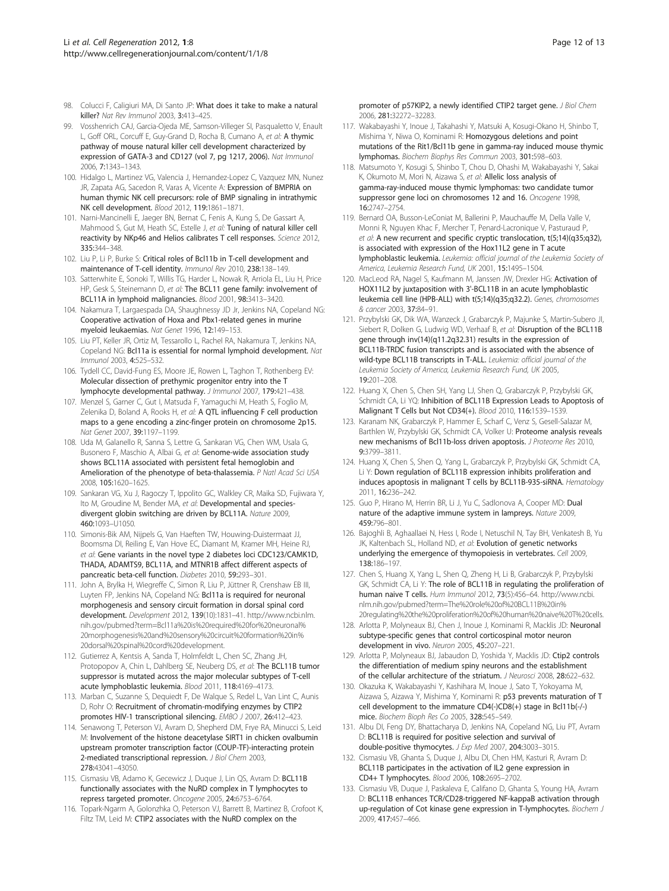98. Colucci F, Caligiuri MA, Di Santo JP: **What does it take to make a natural killer?** *Nat Rev Immunol* 2003, **3**:413–425.
99. Vosshenrich CAJ, Garcia-Ojeda ME, Samson-Villeger SI, Pasqualetto V, Enault L, Goff ORL, Corcuff E, Guy-Grand D, Rocha B, Cumano A, *et al*: **A thymic pathway of mouse natural killer cell development characterized by expression of GATA-3 and CD127 (vol 7, pg 1217, 2006).** *Nat Immunol* 2006, **7**:1343–1343.
100. Hidalgo L, Martinez VG, Valencia J, Hernandez-Lopez C, Vazquez MN, Nunez JR, Zapata AG, Sacedon R, Varas A, Vicente A: **Expression of BMPRIA on human thymic NK cell precursors: role of BMP signaling in intrathymic NK cell development.** *Blood* 2012, **119**:1861–1871.
101. Narni-Mancinelli E, Jaeger BN, Bernat C, Fenis A, Kung S, De Gassart A, Mahmood S, Gut M, Heath SC, Estelle J, *et al*: **Tuning of natural killer cell reactivity by NKp46 and Helios calibrates T cell responses.** *Science* 2012, **335**:344–348.
102. Liu P, Li P, Burke S: **Critical roles of Bcl11b in T-cell development and maintenance of T-cell identity.** *Immunol Rev* 2010, **238**:138–149.
103. Satterwhite E, Sonoki T, Willis TG, Harder L, Nowak R, Arriola EL, Liu H, Price HP, Gesk S, Steinemann D, *et al*: **The BCL11 gene family: involvement of BCL11A in lymphoid malignancies.** *Blood* 2001, **98**:3413–3420.
104. Nakamura T, Largaespada DA, Shaughnessy JD Jr, Jenkins NA, Copeland NG: **Cooperative activation of Hoxa and Pbx1-related genes in murine myeloid leukaemias.** *Nat Genet* 1996, **12**:149–153.
105. Liu PT, Keller JR, Ortiz M, Tessarollo L, Rachel RA, Nakamura T, Jenkins NA, Copeland NG: **Bcl11a is essential for normal lymphoid development.** *Nat Immunol* 2003, **4**:525–532.
106. Tydell CC, David-Fung ES, Moore JE, Rowen L, Taghon T, Rothenberg EV: **Molecular dissection of prethymic progenitor entry into the T lymphocyte developmental pathway.** *J Immunol* 2007, **179**:421–438.
107. Menzel S, Garner C, Gut I, Matsuda F, Yamaguchi M, Heath S, Foglio M, Zelenika D, Boland A, Rooks H, *et al*: **A QTL influencing F cell production maps to a gene encoding a zinc-finger protein on chromosome 2p15.** *Nat Genet* 2007, **39**:1197–1199.
108. Uda M, Galanello R, Sanna S, Lettre G, Sankaran VG, Chen WM, Usala G, Busonero F, Maschio A, Albai G, *et al*: **Genome-wide association study shows BCL11A associated with persistent fetal hemoglobin and Amelioration of the phenotype of beta-thalassemia.** *P Natl Acad Sci USA* 2008, **105**:1620–1625.
109. Sankaran VG, Xu J, Ragoczy T, Ippolito GC, Walkley CR, Maika SD, Fujiwara Y, Ito M, Groudine M, Bender MA, *et al*: **Developmental and species-divergent globin switching are driven by BCL11A.** *Nature* 2009, **460**:1093–U1050.
110. Simonis-Bik AM, Nijpels G, Van Haeften TW, Houwing-Duistermaat JJ, Boomsma DI, Reiling E, Van Hove EC, Diamant M, Kramer MH, Heine RJ, *et al*: **Gene variants in the novel type 2 diabetes loci CDC123/CAMK1D, THADA, ADAMTS9, BCL11A, and MTNR1B affect different aspects of pancreatic beta-cell function.** *Diabetes* 2010, **59**:293–301.
111. John A, Brylka H, Wiegreffe C, Simon R, Liu P, Jüttner R, Crenshaw EB III, Luyten FP, Jenkins NA, Copeland NG: **Bcl11a is required for neuronal morphogenesis and sensory circuit formation in dorsal spinal cord development.** *Development* 2012, **139**(10):1831–41. http://www.ncbi.nlm.nih.gov/pubmed?term=Bcl11a%20is%20required%20for%20neuronal%20morphogenesis%20and%20sensory%20circuit%20formation%20in%20dorsal%20spinal%20cord%20development.
112. Gutierrez A, Kentsis A, Sanda T, Holmfeldt L, Chen SC, Zhang JH, Protopopov A, Chin L, Dahlberg SE, Neuberg DS, *et al*: **The BCL11B tumor suppressor is mutated across the major molecular subtypes of T-cell acute lymphoblastic leukemia.** *Blood* 2011, **118**:4169–4173.
113. Marban C, Suzanne S, Dequiedt F, De Walque S, Redel L, Van Lint C, Aunis D, Rohr O: **Recruitment of chromatin-modifying enzymes by CTIP2 promotes HIV-1 transcriptional silencing.** *EMBO J* 2007, **26**:412–423.
114. Senawong T, Peterson VJ, Avram D, Shepherd DM, Frye RA, Minucci S, Leid M: **Involvement of the histone deacetylase SIRT1 in chicken ovalbumin upstream promoter transcription factor (COUP-TF)-interacting protein 2-mediated transcriptional repression.** *J Biol Chem* 2003, **278**:43041–43050.
115. Cismasiu VB, Adamo K, Gecewicz J, Duque J, Lin QS, Avram D: **BCL11B functionally associates with the NuRD complex in T lymphocytes to repress targeted promoter.** *Oncogene* 2005, **24**:6753–6764.
116. Topark-Ngarm A, Golonzhka O, Peterson VJ, Barrett B, Martinez B, Crofoot K, Filtz TM, Leid M: **CTIP2 associates with the NuRD complex on the promoter of p57KIP2, a newly identified CTIP2 target gene.** *J Biol Chem* 2006, **281**:32272–32283.
117. Wakabayashi Y, Inoue J, Takahashi Y, Matsuki A, Kosugi-Okano H, Shinbo T, Mishima Y, Niwa O, Kominami R: **Homozygous deletions and point mutations of the Rit1/Bcl11b gene in gamma-ray induced mouse thymic lymphomas.** *Biochem Biophys Res Commun* 2003, **301**:598–603.
118. Matsumoto Y, Kosugi S, Shinbo T, Chou D, Ohashi M, Wakabayashi Y, Sakai K, Okumoto M, Mori N, Aizawa S, *et al*: **Allelic loss analysis of gamma-ray-induced mouse thymic lymphomas: two candidate tumor suppressor gene loci on chromosomes 12 and 16.** *Oncogene* 1998, **16**:2747–2754.
119. Bernard OA, Busson-LeConiat M, Ballerini P, Mauchauffe M, Della Valle V, Monni R, Nguyen Khac F, Mercher T, Penard-Lacronique V, Pasturaud P, *et al*: **A new recurrent and specific cryptic translocation, t(5;14)(q35;q32), is associated with expression of the Hox11L2 gene in T acute lymphoblastic leukemia.** *Leukemia: official journal of the Leukemia Society of America, Leukemia Research Fund, UK* 2001, **15**:1495–1504.
120. MacLeod RA, Nagel S, Kaufmann M, Janssen JW, Drexler HG: **Activation of HOX11L2 by juxtaposition with 3'-BCL11B in an acute lymphoblastic leukemia cell line (HPB-ALL) with t(5;14)(q35;q32.2).** *Genes, chromosomes & cancer* 2003, **37**:84–91.
121. Przybylski GK, Dik WA, Wanzeck J, Grabarczyk P, Majunke S, Martin-Subero JI, Siebert R, Dolken G, Ludwig WD, Verhaaf B, *et al*: **Disruption of the BCL11B gene through inv(14)(q11.2q32.31) results in the expression of BCL11B-TRDC fusion transcripts and is associated with the absence of wild-type BCL11B transcripts in T-ALL.** *Leukemia: official journal of the Leukemia Society of America, Leukemia Research Fund, UK* 2005, **19**:201–208.
122. Huang X, Chen S, Chen SH, Yang LJ, Shen Q, Grabarczyk P, Przybylski GK, Schmidt CA, Li YQ: **Inhibition of BCL11B Expression Leads to Apoptosis of Malignant T Cells but Not CD34(+).** *Blood* 2010, **116**:1539–1539.
123. Karanam NK, Grabarczyk P, Hammer E, Scharf C, Venz S, Gesell-Salazar M, Barthlen W, Przybylski GK, Schmidt CA, Volker U: **Proteome analysis reveals new mechanisms of Bcl11b-loss driven apoptosis.** *J Proteome Res* 2010, **9**:3799–3811.
124. Huang X, Chen S, Shen Q, Yang L, Grabarczyk P, Przybylski GK, Schmidt CA, Li Y: **Down regulation of BCL11B expression inhibits proliferation and induces apoptosis in malignant T cells by BCL11B-935-siRNA.** *Hematology* 2011, **16**:236–242.
125. Guo P, Hirano M, Herrin BR, Li J, Yu C, Sadlonova A, Cooper MD: **Dual nature of the adaptive immune system in lampreys.** *Nature* 2009, **459**:796–801.
126. Bajoghli B, Aghaallaei N, Hess I, Rode I, Netuschil N, Tay BH, Venkatesh B, Yu JK, Kaltenbach SL, Holland ND, *et al*: **Evolution of genetic networks underlying the emergence of thymopoiesis in vertebrates.** *Cell* 2009, **138**:186–197.
127. Chen S, Huang X, Yang L, Shen Q, Zheng H, Li B, Grabarczyk P, Przybylski GK, Schmidt CA, Li Y: **The role of BCL11B in regulating the proliferation of human naive T cells.** *Hum Immunol* 2012, **73**(5):456–64. http://www.ncbi.nlm.nih.gov/pubmed?term=The%20role%20of%20BCL11B%20in%20regulating%20the%20proliferation%20of%20human%20naive%20T%20cells.
128. Arlotta P, Molyneaux BJ, Chen J, Inoue J, Kominami R, Macklis JD: **Neuronal subtype-specific genes that control corticospinal motor neuron development in vivo.** *Neuron* 2005, **45**:207–221.
129. Arlotta P, Molyneaux BJ, Jabaudon D, Yoshida Y, Macklis JD: **Ctip2 controls the differentiation of medium spiny neurons and the establishment of the cellular architecture of the striatum.** *J Neurosci* 2008, **28**:622–632.
130. Okazuka K, Wakabayashi Y, Kashihara M, Inoue J, Sato T, Yokoyama M, Aizawa S, Aizawa Y, Mishima Y, Kominami R: **p53 prevents maturation of T cell development to the immature CD4(-)CD8(+) stage in Bcl11b(-/-) mice.** *Biochem Bioph Res Co* 2005, **328**:545–549.
131. Albu DI, Feng DY, Bhattacharya D, Jenkins NA, Copeland NG, Liu PT, Avram D: **BCL11B is required for positive selection and survival of double-positive thymocytes.** *J Exp Med* 2007, **204**:3003–3015.
132. Cismasiu VB, Ghanta S, Duque J, Albu DI, Chen HM, Kasturi R, Avram D: **BCL11B participates in the activation of IL2 gene expression in CD4+ T lymphocytes.** *Blood* 2006, **108**:2695–2702.
133. Cismasiu VB, Duque J, Paskaleva E, Califano D, Ghanta S, Young HA, Avram D: **BCL11B enhances TCR/CD28-triggered NF-kappaB activation through up-regulation of Cot kinase gene expression in T-lymphocytes.** *Biochem J* 2009, **417**:457–466.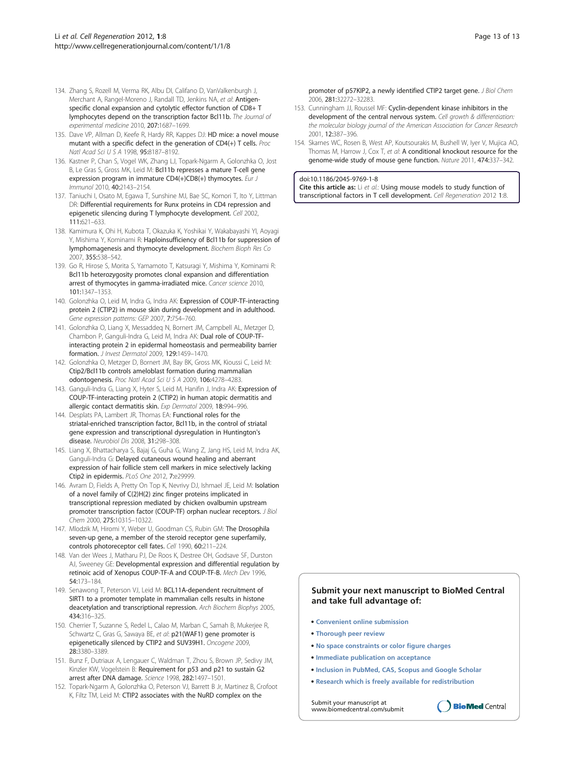134. Zhang S, Rozell M, Verma RK, Albu DI, Califano D, VanValkenburgh J, Merchant A, Rangel-Moreno J, Randall TD, Jenkins NA, *et al*: **Antigen-specific clonal expansion and cytolytic effector function of CD8+ T lymphocytes depend on the transcription factor Bcl11b.** *The Journal of experimental medicine* 2010, **207:**1687–1699.
135. Dave VP, Allman D, Keefe R, Hardy RR, Kappes DJ: **HD mice: a novel mouse mutant with a specific defect in the generation of CD4(+) T cells.** *Proc Natl Acad Sci U S A* 1998, **95:**8187–8192.
136. Kastner P, Chan S, Vogel WK, Zhang LJ, Topark-Ngarm A, Golonzhka O, Jost B, Le Gras S, Gross MK, Leid M: **Bcl11b represses a mature T-cell gene expression program in immature CD4(+)CD8(+) thymocytes.** *Eur J Immunol* 2010, **40:**2143–2154.
137. Taniuchi I, Osato M, Egawa T, Sunshine MJ, Bae SC, Komori T, Ito Y, Littman DR: **Differential requirements for Runx proteins in CD4 repression and epigenetic silencing during T lymphocyte development.** *Cell* 2002, **111:**621–633.
138. Kamimura K, Ohi H, Kubota T, Okazuka K, Yoshikai Y, Wakabayashi YI, Aoyagi Y, Mishima Y, Kominami R: **Haploinsufficiency of Bcl11b for suppression of lymphomagenesis and thymocyte development.** *Biochem Biophys Res Co* 2007, **355:**538–542.
139. Go R, Hirose S, Morita S, Yamamoto T, Katsuragi Y, Mishima Y, Kominami R: **Bcl11b heterozygosity promotes clonal expansion and differentiation arrest of thymocytes in gamma-irradiated mice.** *Cancer science* 2010, **101:**1347–1353.
140. Golonzhka O, Leid M, Indra G, Indra AK: **Expression of COUP-TF-interacting protein 2 (CTIP2) in mouse skin during development and in adulthood.** *Gene expression patterns: GEP* 2007, **7:**754–760.
141. Golonzhka O, Liang X, Messaddeq N, Bornert JM, Campbell AL, Metzger D, Chambon P, Ganguli-Indra G, Leid M, Indra AK: **Dual role of COUP-TF-interacting protein 2 in epidermal homeostasis and permeability barrier formation.** *J Invest Dermatol* 2009, **129:**1459–1470.
142. Golonzhka O, Metzger D, Bornert JM, Bay BK, Gross MK, Kioussi C, Leid M: **Ctip2/Bcl11b controls ameloblast formation during mammalian odontogenesis.** *Proc Natl Acad Sci U S A* 2009, **106:**4278–4283.
143. Ganguli-Indra G, Liang X, Hyter S, Leid M, Hanifin J, Indra AK: **Expression of COUP-TF-interacting protein 2 (CTIP2) in human atopic dermatitis and allergic contact dermatitis skin.** *Exp Dermatol* 2009, **18:**994–996.
144. Desplats PA, Lambert JR, Thomas EA: **Functional roles for the striatal-enriched transcription factor, Bcl11b, in the control of striatal gene expression and transcriptional dysregulation in Huntington's disease.** *Neurobiol Dis* 2008, **31:**298–308.
145. Liang X, Bhattacharya S, Bajaj G, Guha G, Wang Z, Jang HS, Leid M, Indra AK, Ganguli-Indra G: **Delayed cutaneous wound healing and aberrant expression of hair follicle stem cell markers in mice selectively lacking Ctip2 in epidermis.** *PLoS One* 2012, **7:**e29999.
146. Avram D, Fields A, Pretty On Top K, Nevrivy DJ, Ishmael JE, Leid M: **Isolation of a novel family of C(2)H(2) zinc finger proteins implicated in transcriptional repression mediated by chicken ovalbumin upstream promoter transcription factor (COUP-TF) orphan nuclear receptors.** *J Biol Chem* 2000, **275:**10315–10322.
147. Mlodzik M, Hiromi Y, Weber U, Goodman CS, Rubin GM: **The Drosophila seven-up gene, a member of the steroid receptor gene superfamily, controls photoreceptor cell fates.** *Cell* 1990, **60:**211–224.
148. Van der Wees J, Matharu PJ, De Roos K, Destree OH, Godsave SF, Durston AJ, Sweeney GE: **Developmental expression and differential regulation by retinoic acid of Xenopus COUP-TF-A and COUP-TF-B.** *Mech Dev* 1996, **54:**173–184.
149. Senawong T, Peterson VJ, Leid M: **BCL11A-dependent recruitment of SIRT1 to a promoter template in mammalian cells results in histone deacetylation and transcriptional repression.** *Arch Biochem Biophys* 2005, **434:**316–325.
150. Cherrier T, Suzanne S, Redel L, Calao M, Marban C, Samah B, Mukerjee R, Schwartz C, Gras G, Sawaya BE, *et al*: **p21(WAF1) gene promoter is epigenetically silenced by CTIP2 and SUV39H1.** *Oncogene* 2009, **28:**3380–3389.
151. Bunz F, Dutriaux A, Lengauer C, Waldman T, Zhou S, Brown JP, Sedivy JM, Kinzler KW, Vogelstein B: **Requirement for p53 and p21 to sustain G2 arrest after DNA damage.** *Science* 1998, **282:**1497–1501.
152. Topark-Ngarm A, Golonzhka O, Peterson VJ, Barrett B Jr, Martinez B, Crofoot K, Filtz TM, Leid M: **CTIP2 associates with the NuRD complex on the promoter of p57KIP2, a newly identified CTIP2 target gene.** *J Biol Chem* 2006, **281:**32272–32283.
153. Cunningham JJ, Roussel MF: **Cyclin-dependent kinase inhibitors in the development of the central nervous system.** *Cell growth & differentiation: the molecular biology journal of the American Association for Cancer Research* 2001, **12:**387–396.
154. Skarnes WC, Rosen B, West AP, Koutsourakis M, Bushell W, Iyer V, Mujica AO, Thomas M, Harrow J, Cox T, *et al*: **A conditional knockout resource for the genome-wide study of mouse gene function.** *Nature* 2011, **474:**337–342.

doi:10.1186/2045-9769-1-8
**Cite this article as:** Li *et al.*: Using mouse models to study function of transcriptional factors in T cell development. *Cell Regeneration* 2012 **1**:8.

**Submit your next manuscript to BioMed Central and take full advantage of:**

- **Convenient online submission**
- **Thorough peer review**
- **No space constraints or color figure charges**
- **Immediate publication on acceptance**
- **Inclusion in PubMed, CAS, Scopus and Google Scholar**
- **Research which is freely available for redistribution**

Submit your manuscript at
www.biomedcentral.com/submit

BioMed Central